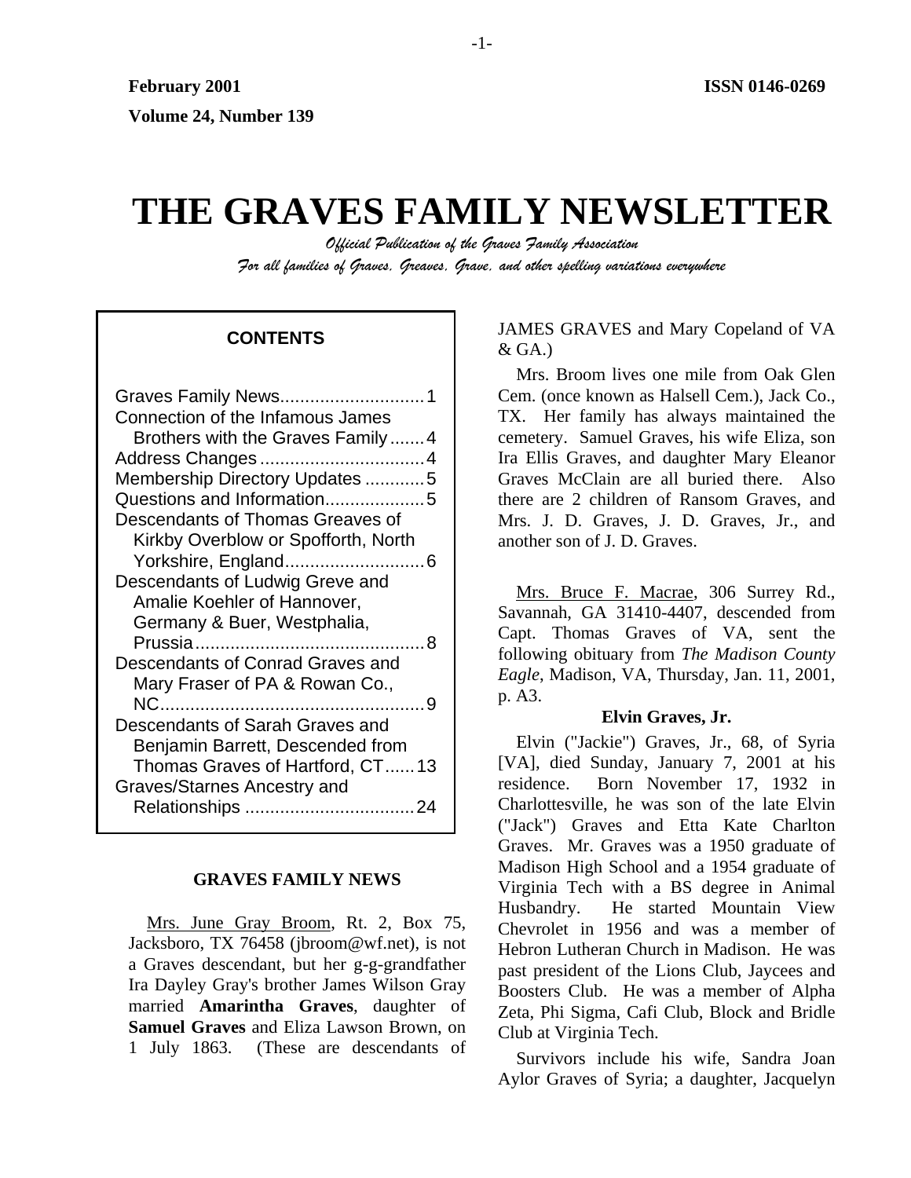February 2001

Volume 24, Number 139

ISSN 0146-0269

# THE GRAVES FAMILY NEWSLETTER

*Official Publication of the Graves Family Association*

*For all families of Graves, Greaves, Grave, and other spelling variations everywhere*

**CONTENTS**

- Graves Family News....1
- Connection of the Infamous James Brothers with the Graves Family....4
- Address Changes....4
- Membership Directory Updates....5
- Questions and Information....5
- Descendants of Thomas Greaves of Kirkby Overblow or Spofforth, North Yorkshire, England....6
- Descendants of Ludwig Greve and Amalie Koehler of Hannover, Germany & Buer, Westphalia, Prussia....8
- Descendants of Conrad Graves and Mary Fraser of PA & Rowan Co., NC....9
- Descendants of Sarah Graves and Benjamin Barrett, Descended from Thomas Graves of Hartford, CT....13
- Graves/Starnes Ancestry and Relationships....24

## GRAVES FAMILY NEWS

Mrs. June Gray Broom, Rt. 2, Box 75, Jacksboro, TX 76458 (jbroom@wf.net), is not a Graves descendant, but her g-g-grandfather Ira Dayley Gray's brother James Wilson Gray married **Amarintha Graves**, daughter of **Samuel Graves** and Eliza Lawson Brown, on 1 July 1863. (These are descendants of JAMES GRAVES and Mary Copeland of VA & GA.)

Mrs. Broom lives one mile from Oak Glen Cem. (once known as Halsell Cem.), Jack Co., TX. Her family has always maintained the cemetery. Samuel Graves, his wife Eliza, son Ira Ellis Graves, and daughter Mary Eleanor Graves McClain are all buried there. Also there are 2 children of Ransom Graves, and Mrs. J. D. Graves, J. D. Graves, Jr., and another son of J. D. Graves.

Mrs. Bruce F. Macrae, 306 Surrey Rd., Savannah, GA 31410-4407, descended from Capt. Thomas Graves of VA, sent the following obituary from *The Madison County Eagle*, Madison, VA, Thursday, Jan. 11, 2001, p. A3.

**Elvin Graves, Jr.**

Elvin ("Jackie") Graves, Jr., 68, of Syria [VA], died Sunday, January 7, 2001 at his residence. Born November 17, 1932 in Charlottesville, he was son of the late Elvin ("Jack") Graves and Etta Kate Charlton Graves. Mr. Graves was a 1950 graduate of Madison High School and a 1954 graduate of Virginia Tech with a BS degree in Animal Husbandry. He started Mountain View Chevrolet in 1956 and was a member of Hebron Lutheran Church in Madison. He was past president of the Lions Club, Jaycees and Boosters Club. He was a member of Alpha Zeta, Phi Sigma, Cafi Club, Block and Bridle Club at Virginia Tech.

Survivors include his wife, Sandra Joan Aylor Graves of Syria; a daughter, Jacquelyn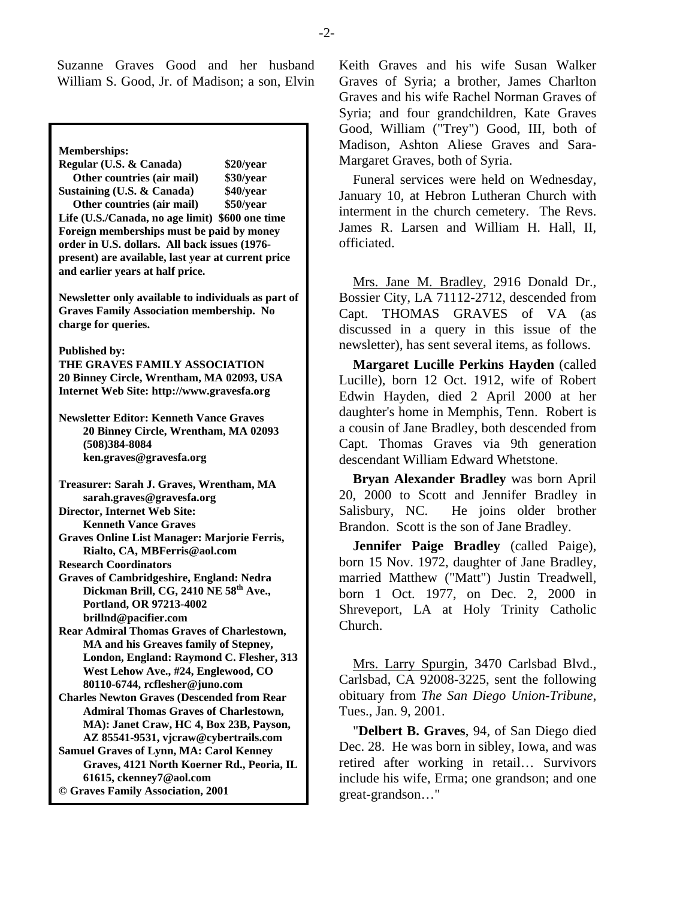Suzanne Graves Good and her husband William S. Good, Jr. of Madison; a son, Elvin Keith Graves and his wife Susan Walker Graves of Syria; a brother, James Charlton Graves and his wife Rachel Norman Graves of Syria; and four grandchildren, Kate Graves Good, William ("Trey") Good, III, both of Madison, Ashton Aliese Graves and Sara-Margaret Graves, both of Syria.

Funeral services were held on Wednesday, January 10, at Hebron Lutheran Church with interment in the church cemetery. The Revs. James R. Larsen and William H. Hall, II, officiated.

**Memberships:**

| | |
|---|---|
| **Regular (U.S. & Canada)** | **$20/year** |
| **Other countries (air mail)** | **$30/year** |
| **Sustaining (U.S. & Canada)** | **$40/year** |
| **Other countries (air mail)** | **$50/year** |

**Life (U.S./Canada, no age limit) $600 one time**
**Foreign memberships must be paid by money order in U.S. dollars. All back issues (1976-present) are available, last year at current price and earlier years at half price.**

**Newsletter only available to individuals as part of Graves Family Association membership. No charge for queries.**

**Published by:**
**THE GRAVES FAMILY ASSOCIATION**
**20 Binney Circle, Wrentham, MA 02093, USA**
**Internet Web Site: http://www.gravesfa.org**

**Newsletter Editor: Kenneth Vance Graves**
**20 Binney Circle, Wrentham, MA 02093**
**(508)384-8084**
**ken.graves@gravesfa.org**

**Treasurer: Sarah J. Graves, Wrentham, MA**
**sarah.graves@gravesfa.org**
**Director, Internet Web Site:**
**Kenneth Vance Graves**
**Graves Online List Manager: Marjorie Ferris, Rialto, CA, MBFerris@aol.com**
**Research Coordinators**
**Graves of Cambridgeshire, England: Nedra Dickman Brill, CG, 2410 NE 58th Ave., Portland, OR 97213-4002**
**brillnd@pacifier.com**
**Rear Admiral Thomas Graves of Charlestown, MA and his Greaves family of Stepney, London, England: Raymond C. Flesher, 313 West Lehow Ave., #24, Englewood, CO 80110-6744, rcflesher@juno.com**
**Charles Newton Graves (Descended from Rear Admiral Thomas Graves of Charlestown, MA): Janet Craw, HC 4, Box 23B, Payson, AZ 85541-9531, vjcraw@cybertrails.com**
**Samuel Graves of Lynn, MA: Carol Kenney Graves, 4121 North Koerner Rd., Peoria, IL 61615, ckenney7@aol.com**
**© Graves Family Association, 2001**

Mrs. Jane M. Bradley, 2916 Donald Dr., Bossier City, LA 71112-2712, descended from Capt. THOMAS GRAVES of VA (as discussed in a query in this issue of the newsletter), has sent several items, as follows.

**Margaret Lucille Perkins Hayden** (called Lucille), born 12 Oct. 1912, wife of Robert Edwin Hayden, died 2 April 2000 at her daughter's home in Memphis, Tenn. Robert is a cousin of Jane Bradley, both descended from Capt. Thomas Graves via 9th generation descendant William Edward Whetstone.

**Bryan Alexander Bradley** was born April 20, 2000 to Scott and Jennifer Bradley in Salisbury, NC. He joins older brother Brandon. Scott is the son of Jane Bradley.

**Jennifer Paige Bradley** (called Paige), born 15 Nov. 1972, daughter of Jane Bradley, married Matthew ("Matt") Justin Treadwell, born 1 Oct. 1977, on Dec. 2, 2000 in Shreveport, LA at Holy Trinity Catholic Church.

Mrs. Larry Spurgin, 3470 Carlsbad Blvd., Carlsbad, CA 92008-3225, sent the following obituary from *The San Diego Union-Tribune*, Tues., Jan. 9, 2001.

"**Delbert B. Graves**, 94, of San Diego died Dec. 28. He was born in sibley, Iowa, and was retired after working in retail… Survivors include his wife, Erma; one grandson; and one great-grandson…"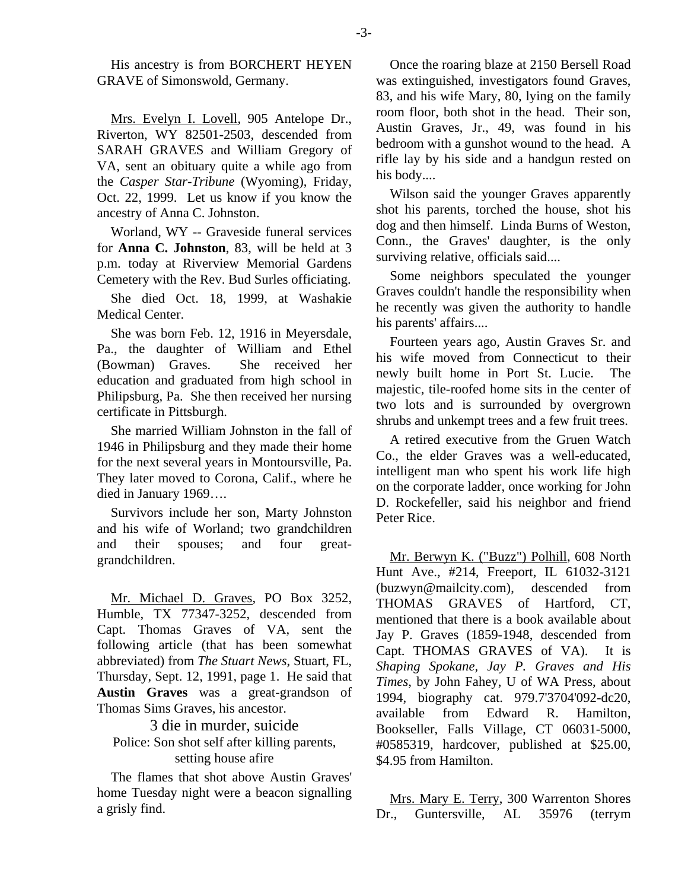His ancestry is from BORCHERT HEYEN GRAVE of Simonswold, Germany.

Mrs. Evelyn I. Lovell, 905 Antelope Dr., Riverton, WY 82501-2503, descended from SARAH GRAVES and William Gregory of VA, sent an obituary quite a while ago from the *Casper Star-Tribune* (Wyoming), Friday, Oct. 22, 1999. Let us know if you know the ancestry of Anna C. Johnston.

Worland, WY -- Graveside funeral services for **Anna C. Johnston**, 83, will be held at 3 p.m. today at Riverview Memorial Gardens Cemetery with the Rev. Bud Surles officiating.

She died Oct. 18, 1999, at Washakie Medical Center.

She was born Feb. 12, 1916 in Meyersdale, Pa., the daughter of William and Ethel (Bowman) Graves. She received her education and graduated from high school in Philipsburg, Pa. She then received her nursing certificate in Pittsburgh.

She married William Johnston in the fall of 1946 in Philipsburg and they made their home for the next several years in Montoursville, Pa. They later moved to Corona, Calif., where he died in January 1969….

Survivors include her son, Marty Johnston and his wife of Worland; two grandchildren and their spouses; and four great-grandchildren.

Mr. Michael D. Graves, PO Box 3252, Humble, TX 77347-3252, descended from Capt. Thomas Graves of VA, sent the following article (that has been somewhat abbreviated) from *The Stuart News*, Stuart, FL, Thursday, Sept. 12, 1991, page 1. He said that **Austin Graves** was a great-grandson of Thomas Sims Graves, his ancestor.

3 die in murder, suicide

Police: Son shot self after killing parents, setting house afire

The flames that shot above Austin Graves' home Tuesday night were a beacon signalling a grisly find.

Once the roaring blaze at 2150 Bersell Road was extinguished, investigators found Graves, 83, and his wife Mary, 80, lying on the family room floor, both shot in the head. Their son, Austin Graves, Jr., 49, was found in his bedroom with a gunshot wound to the head. A rifle lay by his side and a handgun rested on his body....

Wilson said the younger Graves apparently shot his parents, torched the house, shot his dog and then himself. Linda Burns of Weston, Conn., the Graves' daughter, is the only surviving relative, officials said....

Some neighbors speculated the younger Graves couldn't handle the responsibility when he recently was given the authority to handle his parents' affairs....

Fourteen years ago, Austin Graves Sr. and his wife moved from Connecticut to their newly built home in Port St. Lucie. The majestic, tile-roofed home sits in the center of two lots and is surrounded by overgrown shrubs and unkempt trees and a few fruit trees.

A retired executive from the Gruen Watch Co., the elder Graves was a well-educated, intelligent man who spent his work life high on the corporate ladder, once working for John D. Rockefeller, said his neighbor and friend Peter Rice.

Mr. Berwyn K. ("Buzz") Polhill, 608 North Hunt Ave., #214, Freeport, IL 61032-3121 (buzwyn@mailcity.com), descended from THOMAS GRAVES of Hartford, CT, mentioned that there is a book available about Jay P. Graves (1859-1948, descended from Capt. THOMAS GRAVES of VA). It is *Shaping Spokane, Jay P. Graves and His Times*, by John Fahey, U of WA Press, about 1994, biography cat. 979.7'3704'092-dc20, available from Edward R. Hamilton, Bookseller, Falls Village, CT 06031-5000, #0585319, hardcover, published at $25.00, $4.95 from Hamilton.

Mrs. Mary E. Terry, 300 Warrenton Shores Dr., Guntersville, AL 35976 (terrym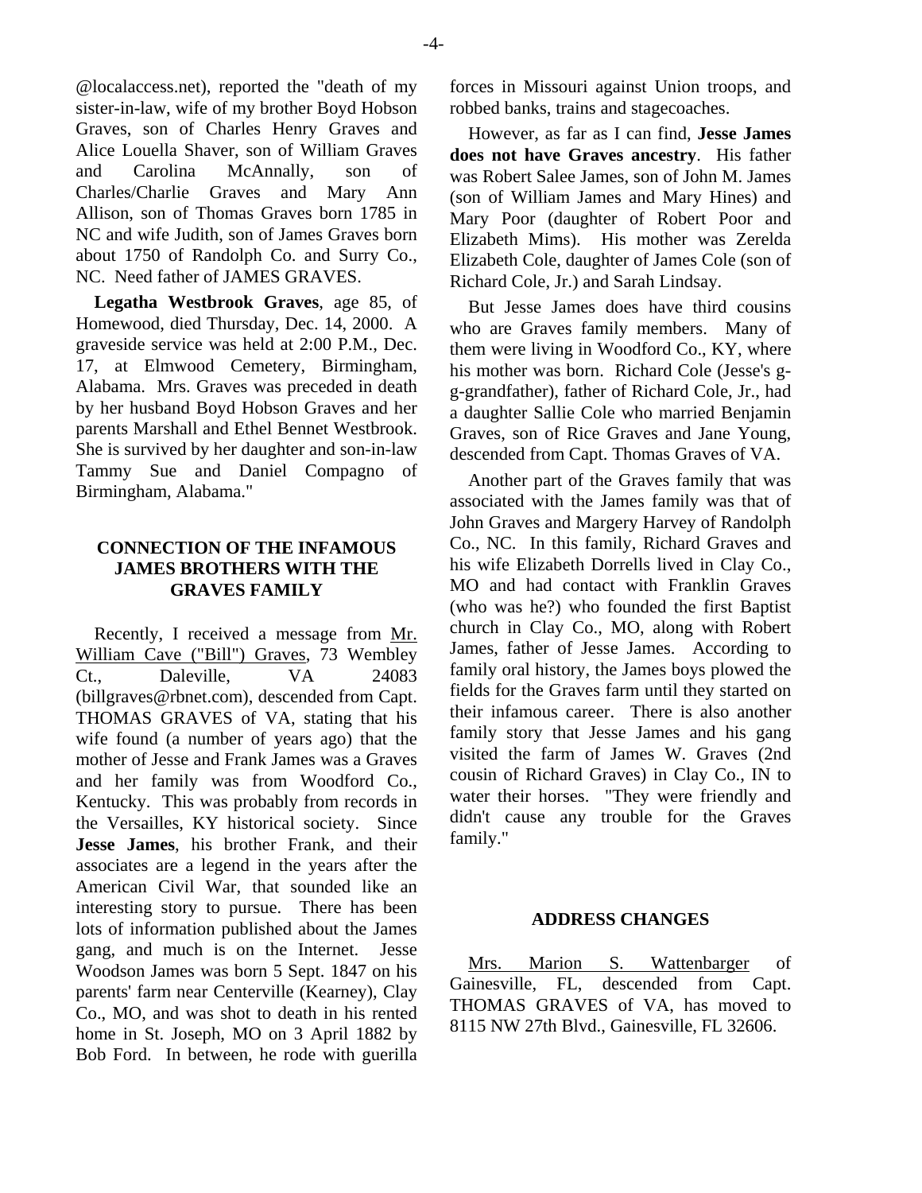@localaccess.net), reported the "death of my sister-in-law, wife of my brother Boyd Hobson Graves, son of Charles Henry Graves and Alice Louella Shaver, son of William Graves and Carolina McAnnally, son of Charles/Charlie Graves and Mary Ann Allison, son of Thomas Graves born 1785 in NC and wife Judith, son of James Graves born about 1750 of Randolph Co. and Surry Co., NC. Need father of JAMES GRAVES.

**Legatha Westbrook Graves**, age 85, of Homewood, died Thursday, Dec. 14, 2000. A graveside service was held at 2:00 P.M., Dec. 17, at Elmwood Cemetery, Birmingham, Alabama. Mrs. Graves was preceded in death by her husband Boyd Hobson Graves and her parents Marshall and Ethel Bennet Westbrook. She is survived by her daughter and son-in-law Tammy Sue and Daniel Compagno of Birmingham, Alabama."

## CONNECTION OF THE INFAMOUS JAMES BROTHERS WITH THE GRAVES FAMILY

Recently, I received a message from Mr. William Cave ("Bill") Graves, 73 Wembley Ct., Daleville, VA 24083 (billgraves@rbnet.com), descended from Capt. THOMAS GRAVES of VA, stating that his wife found (a number of years ago) that the mother of Jesse and Frank James was a Graves and her family was from Woodford Co., Kentucky. This was probably from records in the Versailles, KY historical society. Since **Jesse James**, his brother Frank, and their associates are a legend in the years after the American Civil War, that sounded like an interesting story to pursue. There has been lots of information published about the James gang, and much is on the Internet. Jesse Woodson James was born 5 Sept. 1847 on his parents' farm near Centerville (Kearney), Clay Co., MO, and was shot to death in his rented home in St. Joseph, MO on 3 April 1882 by Bob Ford. In between, he rode with guerilla forces in Missouri against Union troops, and robbed banks, trains and stagecoaches.

However, as far as I can find, **Jesse James does not have Graves ancestry**. His father was Robert Salee James, son of John M. James (son of William James and Mary Hines) and Mary Poor (daughter of Robert Poor and Elizabeth Mims). His mother was Zerelda Elizabeth Cole, daughter of James Cole (son of Richard Cole, Jr.) and Sarah Lindsay.

But Jesse James does have third cousins who are Graves family members. Many of them were living in Woodford Co., KY, where his mother was born. Richard Cole (Jesse's g-g-grandfather), father of Richard Cole, Jr., had a daughter Sallie Cole who married Benjamin Graves, son of Rice Graves and Jane Young, descended from Capt. Thomas Graves of VA.

Another part of the Graves family that was associated with the James family was that of John Graves and Margery Harvey of Randolph Co., NC. In this family, Richard Graves and his wife Elizabeth Dorrells lived in Clay Co., MO and had contact with Franklin Graves (who was he?) who founded the first Baptist church in Clay Co., MO, along with Robert James, father of Jesse James. According to family oral history, the James boys plowed the fields for the Graves farm until they started on their infamous career. There is also another family story that Jesse James and his gang visited the farm of James W. Graves (2nd cousin of Richard Graves) in Clay Co., IN to water their horses. "They were friendly and didn't cause any trouble for the Graves family."

## ADDRESS CHANGES

Mrs. Marion S. Wattenbarger of Gainesville, FL, descended from Capt. THOMAS GRAVES of VA, has moved to 8115 NW 27th Blvd., Gainesville, FL 32606.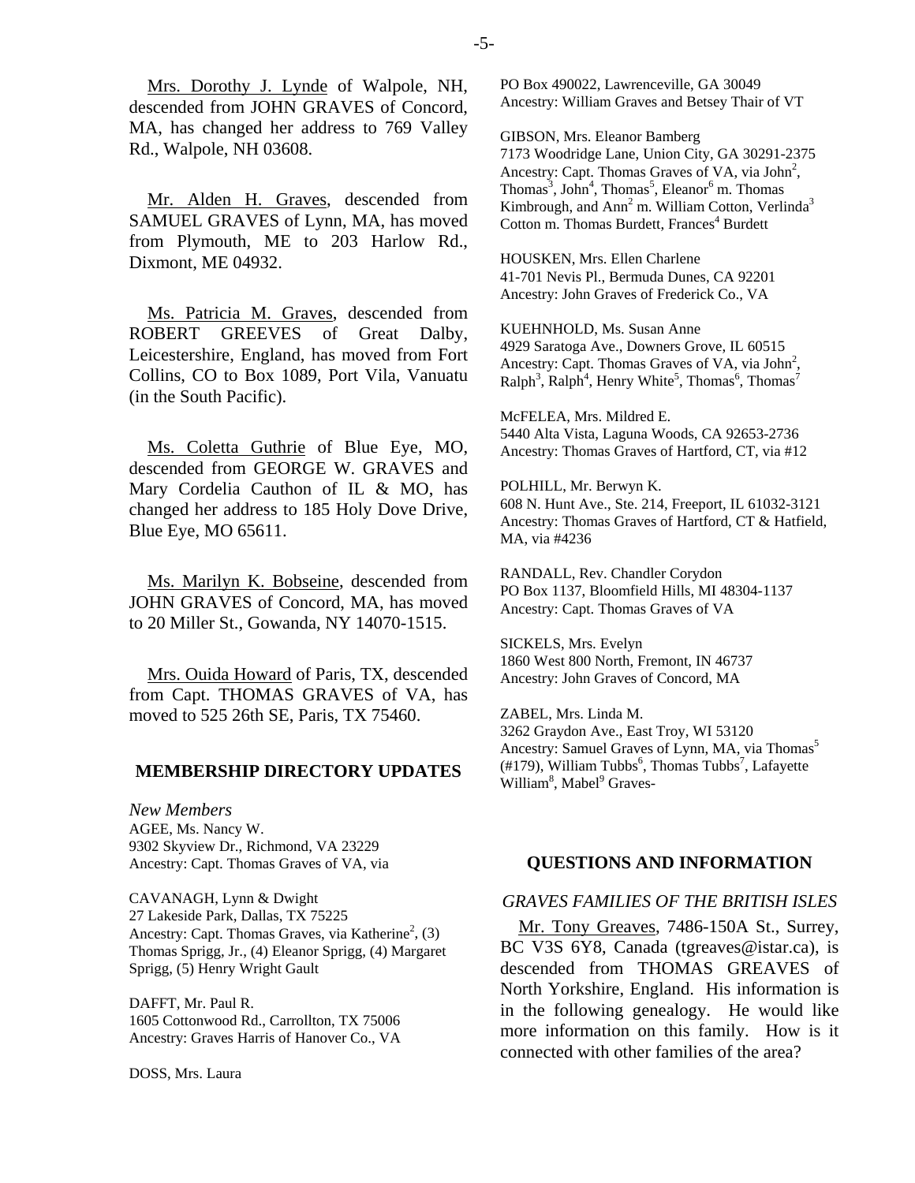Mrs. Dorothy J. Lynde of Walpole, NH, descended from JOHN GRAVES of Concord, MA, has changed her address to 769 Valley Rd., Walpole, NH 03608.

Mr. Alden H. Graves, descended from SAMUEL GRAVES of Lynn, MA, has moved from Plymouth, ME to 203 Harlow Rd., Dixmont, ME 04932.

Ms. Patricia M. Graves, descended from ROBERT GREEVES of Great Dalby, Leicestershire, England, has moved from Fort Collins, CO to Box 1089, Port Vila, Vanuatu (in the South Pacific).

Ms. Coletta Guthrie of Blue Eye, MO, descended from GEORGE W. GRAVES and Mary Cordelia Cauthon of IL & MO, has changed her address to 185 Holy Dove Drive, Blue Eye, MO 65611.

Ms. Marilyn K. Bobseine, descended from JOHN GRAVES of Concord, MA, has moved to 20 Miller St., Gowanda, NY 14070-1515.

Mrs. Ouida Howard of Paris, TX, descended from Capt. THOMAS GRAVES of VA, has moved to 525 26th SE, Paris, TX 75460.

## MEMBERSHIP DIRECTORY UPDATES

*New Members*

AGEE, Ms. Nancy W.
9302 Skyview Dr., Richmond, VA 23229
Ancestry: Capt. Thomas Graves of VA, via

CAVANAGH, Lynn & Dwight
27 Lakeside Park, Dallas, TX 75225
Ancestry: Capt. Thomas Graves, via Katherine$^2$, (3) Thomas Sprigg, Jr., (4) Eleanor Sprigg, (4) Margaret Sprigg, (5) Henry Wright Gault

DAFFT, Mr. Paul R.
1605 Cottonwood Rd., Carrollton, TX 75006
Ancestry: Graves Harris of Hanover Co., VA

DOSS, Mrs. Laura
PO Box 490022, Lawrenceville, GA 30049
Ancestry: William Graves and Betsey Thair of VT

GIBSON, Mrs. Eleanor Bamberg
7173 Woodridge Lane, Union City, GA 30291-2375
Ancestry: Capt. Thomas Graves of VA, via John$^2$, Thomas$^3$, John$^4$, Thomas$^5$, Eleanor$^6$ m. Thomas Kimbrough, and Ann$^2$ m. William Cotton, Verlinda$^3$ Cotton m. Thomas Burdett, Frances$^4$ Burdett

HOUSKEN, Mrs. Ellen Charlene
41-701 Nevis Pl., Bermuda Dunes, CA 92201
Ancestry: John Graves of Frederick Co., VA

KUEHNHOLD, Ms. Susan Anne
4929 Saratoga Ave., Downers Grove, IL 60515
Ancestry: Capt. Thomas Graves of VA, via John$^2$, Ralph$^3$, Ralph$^4$, Henry White$^5$, Thomas$^6$, Thomas$^7$

McFELEA, Mrs. Mildred E.
5440 Alta Vista, Laguna Woods, CA 92653-2736
Ancestry: Thomas Graves of Hartford, CT, via #12

POLHILL, Mr. Berwyn K.
608 N. Hunt Ave., Ste. 214, Freeport, IL 61032-3121
Ancestry: Thomas Graves of Hartford, CT & Hatfield, MA, via #4236

RANDALL, Rev. Chandler Corydon
PO Box 1137, Bloomfield Hills, MI 48304-1137
Ancestry: Capt. Thomas Graves of VA

SICKELS, Mrs. Evelyn
1860 West 800 North, Fremont, IN 46737
Ancestry: John Graves of Concord, MA

ZABEL, Mrs. Linda M.
3262 Graydon Ave., East Troy, WI 53120
Ancestry: Samuel Graves of Lynn, MA, via Thomas$^5$ (#179), William Tubbs$^6$, Thomas Tubbs$^7$, Lafayette William$^8$, Mabel$^9$ Graves-

## QUESTIONS AND INFORMATION

### *GRAVES FAMILIES OF THE BRITISH ISLES*

Mr. Tony Greaves, 7486-150A St., Surrey, BC V3S 6Y8, Canada (tgreaves@istar.ca), is descended from THOMAS GREAVES of North Yorkshire, England. His information is in the following genealogy. He would like more information on this family. How is it connected with other families of the area?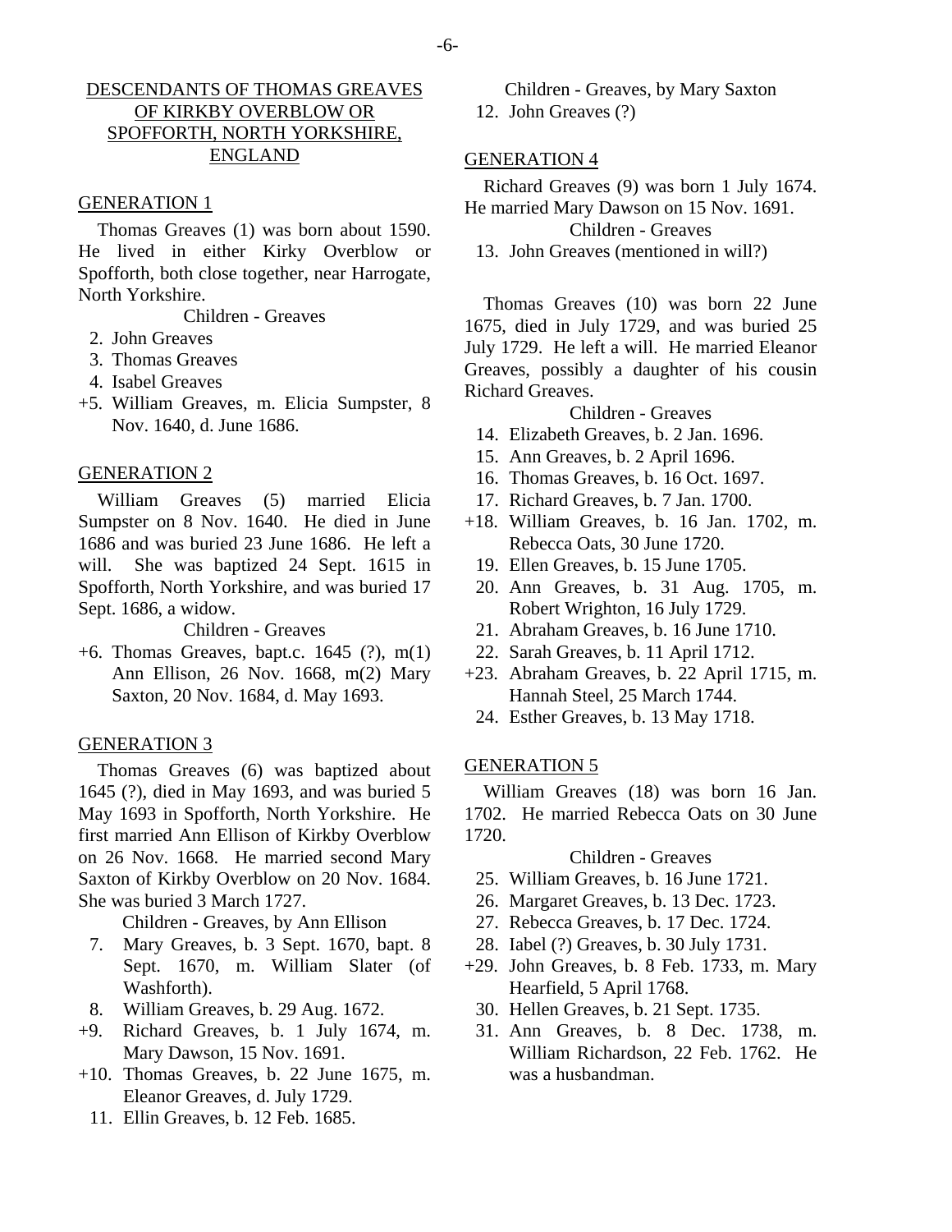## DESCENDANTS OF THOMAS GREAVES OF KIRKBY OVERBLOW OR SPOFFORTH, NORTH YORKSHIRE, ENGLAND

### GENERATION 1

Thomas Greaves (1) was born about 1590. He lived in either Kirky Overblow or Spofforth, both close together, near Harrogate, North Yorkshire.

Children - Greaves

2. John Greaves
3. Thomas Greaves
4. Isabel Greaves

+5. William Greaves, m. Elicia Sumpster, 8 Nov. 1640, d. June 1686.

### GENERATION 2

William Greaves (5) married Elicia Sumpster on 8 Nov. 1640. He died in June 1686 and was buried 23 June 1686. He left a will. She was baptized 24 Sept. 1615 in Spofforth, North Yorkshire, and was buried 17 Sept. 1686, a widow.

Children - Greaves

+6. Thomas Greaves, bapt.c. 1645 (?), m(1) Ann Ellison, 26 Nov. 1668, m(2) Mary Saxton, 20 Nov. 1684, d. May 1693.

### GENERATION 3

Thomas Greaves (6) was baptized about 1645 (?), died in May 1693, and was buried 5 May 1693 in Spofforth, North Yorkshire. He first married Ann Ellison of Kirkby Overblow on 26 Nov. 1668. He married second Mary Saxton of Kirkby Overblow on 20 Nov. 1684. She was buried 3 March 1727.

Children - Greaves, by Ann Ellison

7. Mary Greaves, b. 3 Sept. 1670, bapt. 8 Sept. 1670, m. William Slater (of Washforth).
8. William Greaves, b. 29 Aug. 1672.

+9. Richard Greaves, b. 1 July 1674, m. Mary Dawson, 15 Nov. 1691.

+10. Thomas Greaves, b. 22 June 1675, m. Eleanor Greaves, d. July 1729.

11. Ellin Greaves, b. 12 Feb. 1685.

Children - Greaves, by Mary Saxton

12. John Greaves (?)

### GENERATION 4

Richard Greaves (9) was born 1 July 1674. He married Mary Dawson on 15 Nov. 1691.

Children - Greaves

13. John Greaves (mentioned in will?)

Thomas Greaves (10) was born 22 June 1675, died in July 1729, and was buried 25 July 1729. He left a will. He married Eleanor Greaves, possibly a daughter of his cousin Richard Greaves.

Children - Greaves

14. Elizabeth Greaves, b. 2 Jan. 1696.
15. Ann Greaves, b. 2 April 1696.
16. Thomas Greaves, b. 16 Oct. 1697.
17. Richard Greaves, b. 7 Jan. 1700.

+18. William Greaves, b. 16 Jan. 1702, m. Rebecca Oats, 30 June 1720.

19. Ellen Greaves, b. 15 June 1705.
20. Ann Greaves, b. 31 Aug. 1705, m. Robert Wrighton, 16 July 1729.
21. Abraham Greaves, b. 16 June 1710.
22. Sarah Greaves, b. 11 April 1712.

+23. Abraham Greaves, b. 22 April 1715, m. Hannah Steel, 25 March 1744.

24. Esther Greaves, b. 13 May 1718.

### GENERATION 5

William Greaves (18) was born 16 Jan. 1702. He married Rebecca Oats on 30 June 1720.

Children - Greaves

25. William Greaves, b. 16 June 1721.
26. Margaret Greaves, b. 13 Dec. 1723.
27. Rebecca Greaves, b. 17 Dec. 1724.
28. Iabel (?) Greaves, b. 30 July 1731.

+29. John Greaves, b. 8 Feb. 1733, m. Mary Hearfield, 5 April 1768.

30. Hellen Greaves, b. 21 Sept. 1735.
31. Ann Greaves, b. 8 Dec. 1738, m. William Richardson, 22 Feb. 1762. He was a husbandman.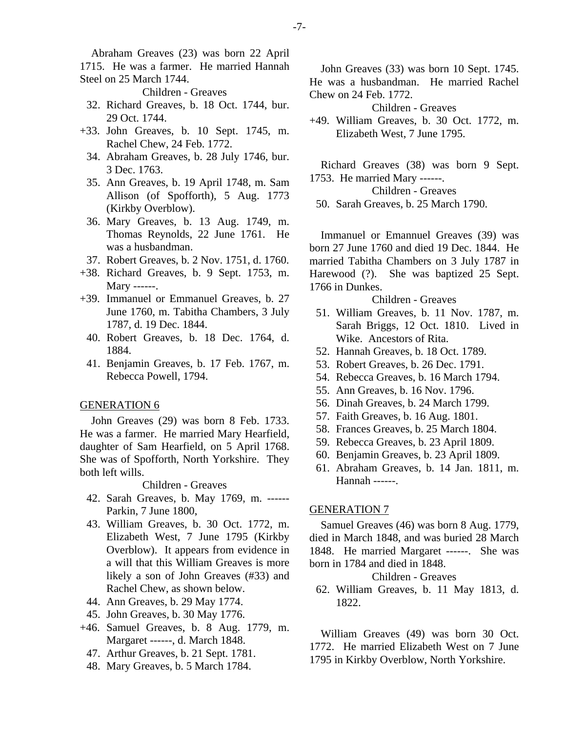Abraham Greaves (23) was born 22 April 1715. He was a farmer. He married Hannah Steel on 25 March 1744.

Children - Greaves

32. Richard Greaves, b. 18 Oct. 1744, bur. 29 Oct. 1744.
+33. John Greaves, b. 10 Sept. 1745, m. Rachel Chew, 24 Feb. 1772.
34. Abraham Greaves, b. 28 July 1746, bur. 3 Dec. 1763.
35. Ann Greaves, b. 19 April 1748, m. Sam Allison (of Spofforth), 5 Aug. 1773 (Kirkby Overblow).
36. Mary Greaves, b. 13 Aug. 1749, m. Thomas Reynolds, 22 June 1761. He was a husbandman.
37. Robert Greaves, b. 2 Nov. 1751, d. 1760.
+38. Richard Greaves, b. 9 Sept. 1753, m. Mary ------.
+39. Immanuel or Emmanuel Greaves, b. 27 June 1760, m. Tabitha Chambers, 3 July 1787, d. 19 Dec. 1844.
40. Robert Greaves, b. 18 Dec. 1764, d. 1884.
41. Benjamin Greaves, b. 17 Feb. 1767, m. Rebecca Powell, 1794.

## GENERATION 6

John Greaves (29) was born 8 Feb. 1733. He was a farmer. He married Mary Hearfield, daughter of Sam Hearfield, on 5 April 1768. She was of Spofforth, North Yorkshire. They both left wills.

Children - Greaves

42. Sarah Greaves, b. May 1769, m. ------ Parkin, 7 June 1800,
43. William Greaves, b. 30 Oct. 1772, m. Elizabeth West, 7 June 1795 (Kirkby Overblow). It appears from evidence in a will that this William Greaves is more likely a son of John Greaves (#33) and Rachel Chew, as shown below.
44. Ann Greaves, b. 29 May 1774.
45. John Greaves, b. 30 May 1776.
+46. Samuel Greaves, b. 8 Aug. 1779, m. Margaret ------, d. March 1848.
47. Arthur Greaves, b. 21 Sept. 1781.
48. Mary Greaves, b. 5 March 1784.

John Greaves (33) was born 10 Sept. 1745. He was a husbandman. He married Rachel Chew on 24 Feb. 1772.

Children - Greaves

+49. William Greaves, b. 30 Oct. 1772, m. Elizabeth West, 7 June 1795.

Richard Greaves (38) was born 9 Sept. 1753. He married Mary ------.

Children - Greaves

50. Sarah Greaves, b. 25 March 1790.

Immanuel or Emannuel Greaves (39) was born 27 June 1760 and died 19 Dec. 1844. He married Tabitha Chambers on 3 July 1787 in Harewood (?). She was baptized 25 Sept. 1766 in Dunkes.

Children - Greaves

51. William Greaves, b. 11 Nov. 1787, m. Sarah Briggs, 12 Oct. 1810. Lived in Wike. Ancestors of Rita.
52. Hannah Greaves, b. 18 Oct. 1789.
53. Robert Greaves, b. 26 Dec. 1791.
54. Rebecca Greaves, b. 16 March 1794.
55. Ann Greaves, b. 16 Nov. 1796.
56. Dinah Greaves, b. 24 March 1799.
57. Faith Greaves, b. 16 Aug. 1801.
58. Frances Greaves, b. 25 March 1804.
59. Rebecca Greaves, b. 23 April 1809.
60. Benjamin Greaves, b. 23 April 1809.
61. Abraham Greaves, b. 14 Jan. 1811, m. Hannah ------.

## GENERATION 7

Samuel Greaves (46) was born 8 Aug. 1779, died in March 1848, and was buried 28 March 1848. He married Margaret ------. She was born in 1784 and died in 1848.

Children - Greaves

62. William Greaves, b. 11 May 1813, d. 1822.

William Greaves (49) was born 30 Oct. 1772. He married Elizabeth West on 7 June 1795 in Kirkby Overblow, North Yorkshire.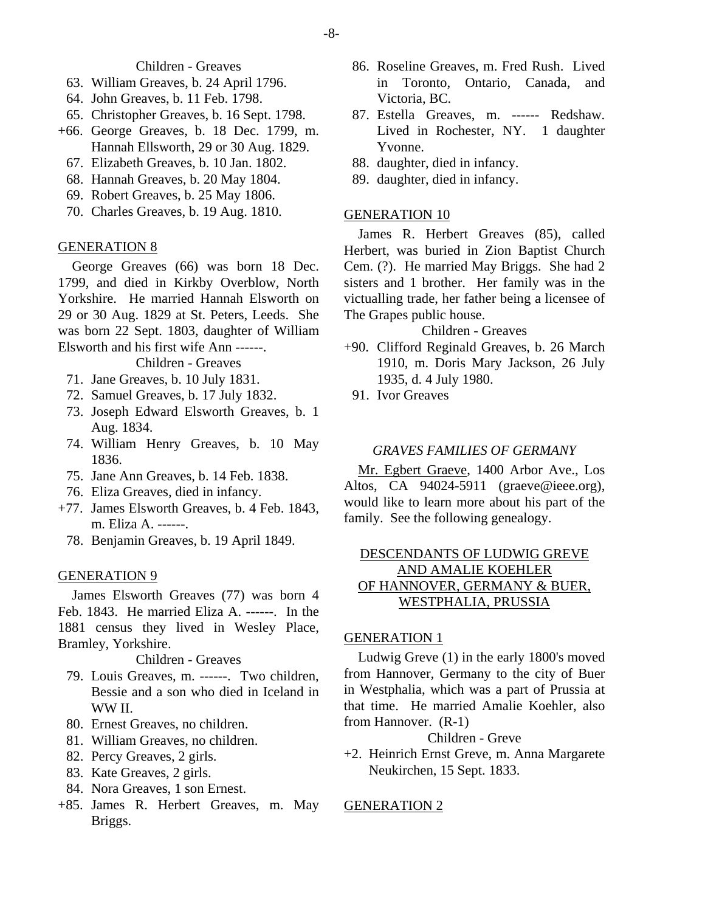Children - Greaves

63. William Greaves, b. 24 April 1796.
64. John Greaves, b. 11 Feb. 1798.
65. Christopher Greaves, b. 16 Sept. 1798.

+66. George Greaves, b. 18 Dec. 1799, m. Hannah Ellsworth, 29 or 30 Aug. 1829.

67. Elizabeth Greaves, b. 10 Jan. 1802.
68. Hannah Greaves, b. 20 May 1804.
69. Robert Greaves, b. 25 May 1806.
70. Charles Greaves, b. 19 Aug. 1810.

GENERATION 8

George Greaves (66) was born 18 Dec. 1799, and died in Kirkby Overblow, North Yorkshire. He married Hannah Elsworth on 29 or 30 Aug. 1829 at St. Peters, Leeds. She was born 22 Sept. 1803, daughter of William Elsworth and his first wife Ann ------.

Children - Greaves

71. Jane Greaves, b. 10 July 1831.
72. Samuel Greaves, b. 17 July 1832.
73. Joseph Edward Elsworth Greaves, b. 1 Aug. 1834.
74. William Henry Greaves, b. 10 May 1836.
75. Jane Ann Greaves, b. 14 Feb. 1838.
76. Eliza Greaves, died in infancy.

+77. James Elsworth Greaves, b. 4 Feb. 1843, m. Eliza A. ------.

78. Benjamin Greaves, b. 19 April 1849.

GENERATION 9

James Elsworth Greaves (77) was born 4 Feb. 1843. He married Eliza A. ------. In the 1881 census they lived in Wesley Place, Bramley, Yorkshire.

Children - Greaves

79. Louis Greaves, m. ------. Two children, Bessie and a son who died in Iceland in WW II.
80. Ernest Greaves, no children.
81. William Greaves, no children.
82. Percy Greaves, 2 girls.
83. Kate Greaves, 2 girls.
84. Nora Greaves, 1 son Ernest.

+85. James R. Herbert Greaves, m. May Briggs.

86. Roseline Greaves, m. Fred Rush. Lived in Toronto, Ontario, Canada, and Victoria, BC.
87. Estella Greaves, m. ------ Redshaw. Lived in Rochester, NY. 1 daughter Yvonne.
88. daughter, died in infancy.
89. daughter, died in infancy.

GENERATION 10

James R. Herbert Greaves (85), called Herbert, was buried in Zion Baptist Church Cem. (?). He married May Briggs. She had 2 sisters and 1 brother. Her family was in the victualling trade, her father being a licensee of The Grapes public house.

Children - Greaves

+90. Clifford Reginald Greaves, b. 26 March 1910, m. Doris Mary Jackson, 26 July 1935, d. 4 July 1980.

91. Ivor Greaves

*GRAVES FAMILIES OF GERMANY*

Mr. Egbert Graeve, 1400 Arbor Ave., Los Altos, CA 94024-5911 (graeve@ieee.org), would like to learn more about his part of the family. See the following genealogy.

DESCENDANTS OF LUDWIG GREVE AND AMALIE KOEHLER OF HANNOVER, GERMANY & BUER, WESTPHALIA, PRUSSIA

GENERATION 1

Ludwig Greve (1) in the early 1800's moved from Hannover, Germany to the city of Buer in Westphalia, which was a part of Prussia at that time. He married Amalie Koehler, also from Hannover. (R-1)

Children - Greve

+2. Heinrich Ernst Greve, m. Anna Margarete Neukirchen, 15 Sept. 1833.

GENERATION 2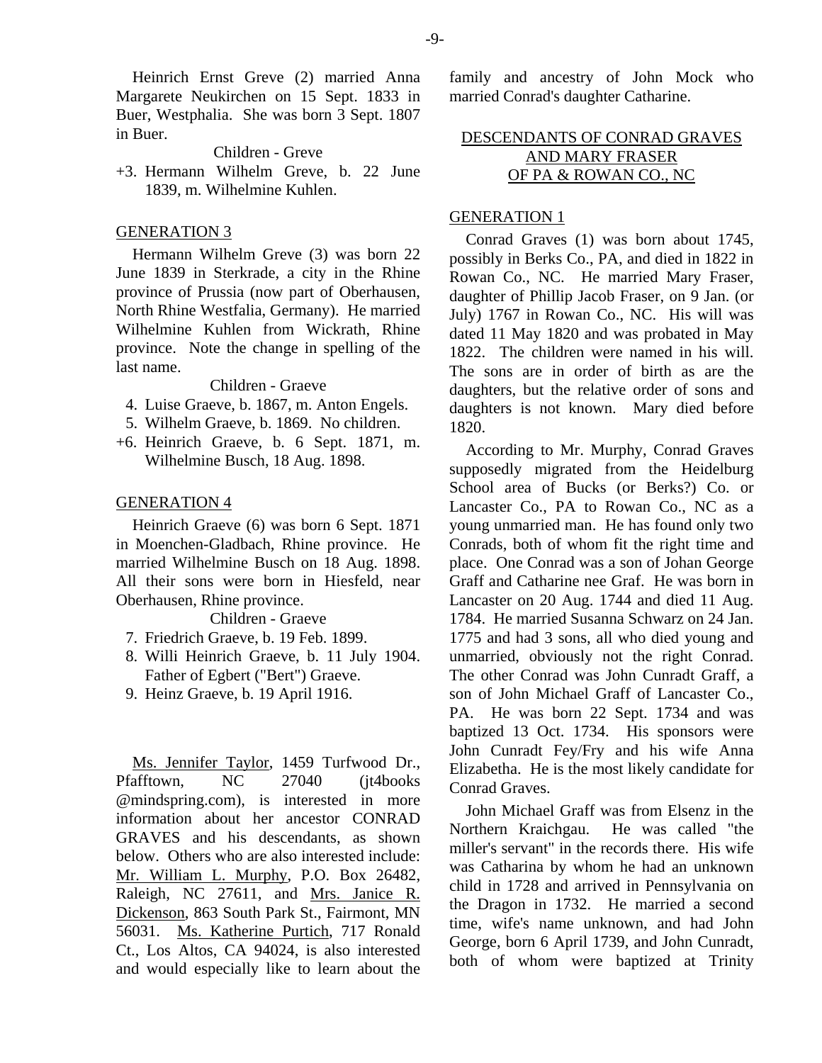Heinrich Ernst Greve (2) married Anna Margarete Neukirchen on 15 Sept. 1833 in Buer, Westphalia. She was born 3 Sept. 1807 in Buer.

Children - Greve

+3. Hermann Wilhelm Greve, b. 22 June 1839, m. Wilhelmine Kuhlen.

GENERATION 3

Hermann Wilhelm Greve (3) was born 22 June 1839 in Sterkrade, a city in the Rhine province of Prussia (now part of Oberhausen, North Rhine Westfalia, Germany). He married Wilhelmine Kuhlen from Wickrath, Rhine province. Note the change in spelling of the last name.

Children - Graeve

4. Luise Graeve, b. 1867, m. Anton Engels.
5. Wilhelm Graeve, b. 1869. No children.
+6. Heinrich Graeve, b. 6 Sept. 1871, m. Wilhelmine Busch, 18 Aug. 1898.

GENERATION 4

Heinrich Graeve (6) was born 6 Sept. 1871 in Moenchen-Gladbach, Rhine province. He married Wilhelmine Busch on 18 Aug. 1898. All their sons were born in Hiesfeld, near Oberhausen, Rhine province.

Children - Graeve

7. Friedrich Graeve, b. 19 Feb. 1899.
8. Willi Heinrich Graeve, b. 11 July 1904. Father of Egbert ("Bert") Graeve.
9. Heinz Graeve, b. 19 April 1916.

Ms. Jennifer Taylor, 1459 Turfwood Dr., Pfafftown, NC 27040 (jt4books @mindspring.com), is interested in more information about her ancestor CONRAD GRAVES and his descendants, as shown below. Others who are also interested include: Mr. William L. Murphy, P.O. Box 26482, Raleigh, NC 27611, and Mrs. Janice R. Dickenson, 863 South Park St., Fairmont, MN 56031. Ms. Katherine Purtich, 717 Ronald Ct., Los Altos, CA 94024, is also interested and would especially like to learn about the family and ancestry of John Mock who married Conrad's daughter Catharine.

## DESCENDANTS OF CONRAD GRAVES AND MARY FRASER OF PA & ROWAN CO., NC

GENERATION 1

Conrad Graves (1) was born about 1745, possibly in Berks Co., PA, and died in 1822 in Rowan Co., NC. He married Mary Fraser, daughter of Phillip Jacob Fraser, on 9 Jan. (or July) 1767 in Rowan Co., NC. His will was dated 11 May 1820 and was probated in May 1822. The children were named in his will. The sons are in order of birth as are the daughters, but the relative order of sons and daughters is not known. Mary died before 1820.

According to Mr. Murphy, Conrad Graves supposedly migrated from the Heidelburg School area of Bucks (or Berks?) Co. or Lancaster Co., PA to Rowan Co., NC as a young unmarried man. He has found only two Conrads, both of whom fit the right time and place. One Conrad was a son of Johan George Graff and Catharine nee Graf. He was born in Lancaster on 20 Aug. 1744 and died 11 Aug. 1784. He married Susanna Schwarz on 24 Jan. 1775 and had 3 sons, all who died young and unmarried, obviously not the right Conrad. The other Conrad was John Cunradt Graff, a son of John Michael Graff of Lancaster Co., PA. He was born 22 Sept. 1734 and was baptized 13 Oct. 1734. His sponsors were John Cunradt Fey/Fry and his wife Anna Elizabetha. He is the most likely candidate for Conrad Graves.

John Michael Graff was from Elsenz in the Northern Kraichgau. He was called "the miller's servant" in the records there. His wife was Catharina by whom he had an unknown child in 1728 and arrived in Pennsylvania on the Dragon in 1732. He married a second time, wife's name unknown, and had John George, born 6 April 1739, and John Cunradt, both of whom were baptized at Trinity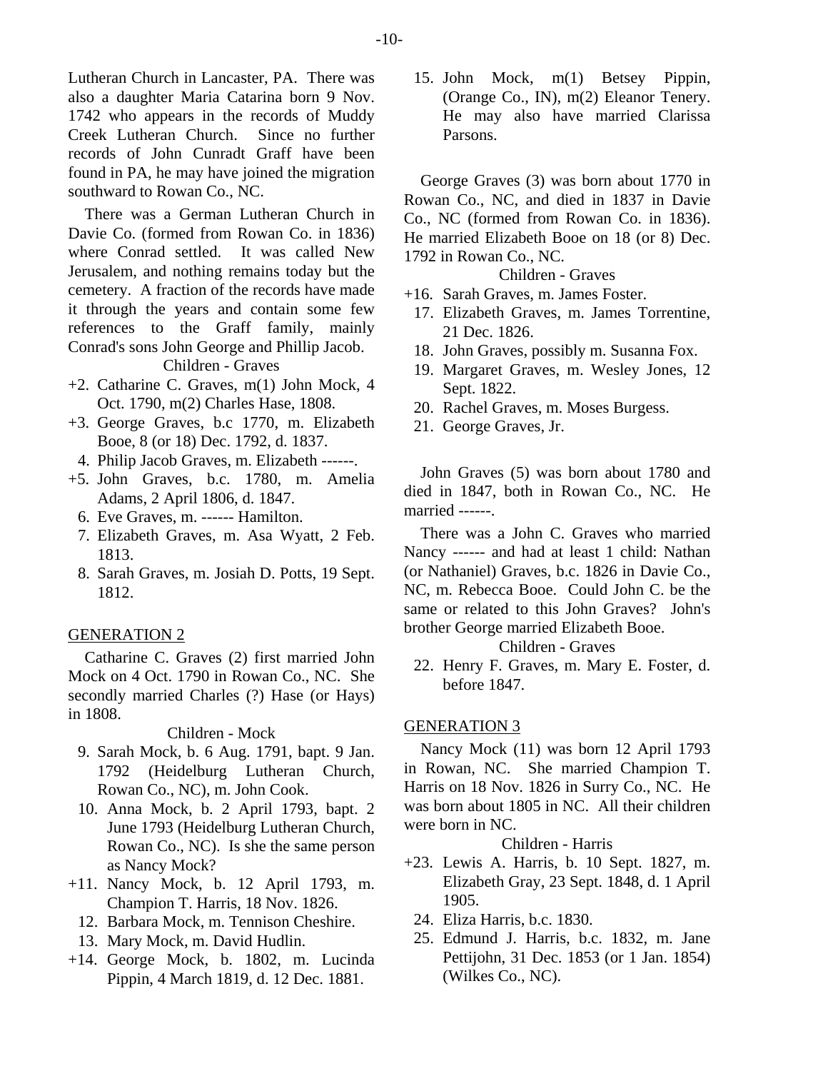Lutheran Church in Lancaster, PA. There was also a daughter Maria Catarina born 9 Nov. 1742 who appears in the records of Muddy Creek Lutheran Church. Since no further records of John Cunradt Graff have been found in PA, he may have joined the migration southward to Rowan Co., NC.

There was a German Lutheran Church in Davie Co. (formed from Rowan Co. in 1836) where Conrad settled. It was called New Jerusalem, and nothing remains today but the cemetery. A fraction of the records have made it through the years and contain some few references to the Graff family, mainly Conrad's sons John George and Phillip Jacob.

Children - Graves

+2. Catharine C. Graves, m(1) John Mock, 4 Oct. 1790, m(2) Charles Hase, 1808.
+3. George Graves, b.c 1770, m. Elizabeth Booe, 8 (or 18) Dec. 1792, d. 1837.
4. Philip Jacob Graves, m. Elizabeth ------.
+5. John Graves, b.c. 1780, m. Amelia Adams, 2 April 1806, d. 1847.
6. Eve Graves, m. ------ Hamilton.
7. Elizabeth Graves, m. Asa Wyatt, 2 Feb. 1813.
8. Sarah Graves, m. Josiah D. Potts, 19 Sept. 1812.

## GENERATION 2

Catharine C. Graves (2) first married John Mock on 4 Oct. 1790 in Rowan Co., NC. She secondly married Charles (?) Hase (or Hays) in 1808.

Children - Mock

9. Sarah Mock, b. 6 Aug. 1791, bapt. 9 Jan. 1792 (Heidelburg Lutheran Church, Rowan Co., NC), m. John Cook.
10. Anna Mock, b. 2 April 1793, bapt. 2 June 1793 (Heidelburg Lutheran Church, Rowan Co., NC). Is she the same person as Nancy Mock?
+11. Nancy Mock, b. 12 April 1793, m. Champion T. Harris, 18 Nov. 1826.
12. Barbara Mock, m. Tennison Cheshire.
13. Mary Mock, m. David Hudlin.
+14. George Mock, b. 1802, m. Lucinda Pippin, 4 March 1819, d. 12 Dec. 1881.
15. John Mock, m(1) Betsey Pippin, (Orange Co., IN), m(2) Eleanor Tenery. He may also have married Clarissa Parsons.

George Graves (3) was born about 1770 in Rowan Co., NC, and died in 1837 in Davie Co., NC (formed from Rowan Co. in 1836). He married Elizabeth Booe on 18 (or 8) Dec. 1792 in Rowan Co., NC.

Children - Graves

+16. Sarah Graves, m. James Foster.
17. Elizabeth Graves, m. James Torrentine, 21 Dec. 1826.
18. John Graves, possibly m. Susanna Fox.
19. Margaret Graves, m. Wesley Jones, 12 Sept. 1822.
20. Rachel Graves, m. Moses Burgess.
21. George Graves, Jr.

John Graves (5) was born about 1780 and died in 1847, both in Rowan Co., NC. He married ------.

There was a John C. Graves who married Nancy ------ and had at least 1 child: Nathan (or Nathaniel) Graves, b.c. 1826 in Davie Co., NC, m. Rebecca Booe. Could John C. be the same or related to this John Graves? John's brother George married Elizabeth Booe.

Children - Graves

22. Henry F. Graves, m. Mary E. Foster, d. before 1847.

## GENERATION 3

Nancy Mock (11) was born 12 April 1793 in Rowan, NC. She married Champion T. Harris on 18 Nov. 1826 in Surry Co., NC. He was born about 1805 in NC. All their children were born in NC.

Children - Harris

+23. Lewis A. Harris, b. 10 Sept. 1827, m. Elizabeth Gray, 23 Sept. 1848, d. 1 April 1905.
24. Eliza Harris, b.c. 1830.
25. Edmund J. Harris, b.c. 1832, m. Jane Pettijohn, 31 Dec. 1853 (or 1 Jan. 1854) (Wilkes Co., NC).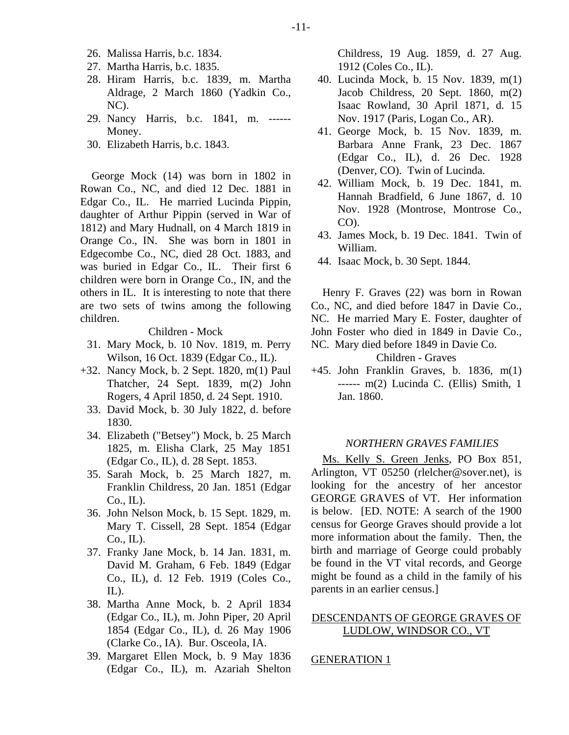26. Malissa Harris, b.c. 1834.
27. Martha Harris, b.c. 1835.
28. Hiram Harris, b.c. 1839, m. Martha Aldrage, 2 March 1860 (Yadkin Co., NC).
29. Nancy Harris, b.c. 1841, m. ------ Money.
30. Elizabeth Harris, b.c. 1843.

George Mock (14) was born in 1802 in Rowan Co., NC, and died 12 Dec. 1881 in Edgar Co., IL. He married Lucinda Pippin, daughter of Arthur Pippin (served in War of 1812) and Mary Hudnall, on 4 March 1819 in Orange Co., IN. She was born in 1801 in Edgecombe Co., NC, died 28 Oct. 1883, and was buried in Edgar Co., IL. Their first 6 children were born in Orange Co., IN, and the others in IL. It is interesting to note that there are two sets of twins among the following children.

Children - Mock

31. Mary Mock, b. 10 Nov. 1819, m. Perry Wilson, 16 Oct. 1839 (Edgar Co., IL).
+32. Nancy Mock, b. 2 Sept. 1820, m(1) Paul Thatcher, 24 Sept. 1839, m(2) John Rogers, 4 April 1850, d. 24 Sept. 1910.
33. David Mock, b. 30 July 1822, d. before 1830.
34. Elizabeth ("Betsey") Mock, b. 25 March 1825, m. Elisha Clark, 25 May 1851 (Edgar Co., IL), d. 28 Sept. 1853.
35. Sarah Mock, b. 25 March 1827, m. Franklin Childress, 20 Jan. 1851 (Edgar Co., IL).
36. John Nelson Mock, b. 15 Sept. 1829, m. Mary T. Cissell, 28 Sept. 1854 (Edgar Co., IL).
37. Franky Jane Mock, b. 14 Jan. 1831, m. David M. Graham, 6 Feb. 1849 (Edgar Co., IL), d. 12 Feb. 1919 (Coles Co., IL).
38. Martha Anne Mock, b. 2 April 1834 (Edgar Co., IL), m. John Piper, 20 April 1854 (Edgar Co., IL), d. 26 May 1906 (Clarke Co., IA). Bur. Osceola, IA.
39. Margaret Ellen Mock, b. 9 May 1836 (Edgar Co., IL), m. Azariah Shelton Childress, 19 Aug. 1859, d. 27 Aug. 1912 (Coles Co., IL).
40. Lucinda Mock, b. 15 Nov. 1839, m(1) Jacob Childress, 20 Sept. 1860, m(2) Isaac Rowland, 30 April 1871, d. 15 Nov. 1917 (Paris, Logan Co., AR).
41. George Mock, b. 15 Nov. 1839, m. Barbara Anne Frank, 23 Dec. 1867 (Edgar Co., IL), d. 26 Dec. 1928 (Denver, CO). Twin of Lucinda.
42. William Mock, b. 19 Dec. 1841, m. Hannah Bradfield, 6 June 1867, d. 10 Nov. 1928 (Montrose, Montrose Co., CO).
43. James Mock, b. 19 Dec. 1841. Twin of William.
44. Isaac Mock, b. 30 Sept. 1844.

Henry F. Graves (22) was born in Rowan Co., NC, and died before 1847 in Davie Co., NC. He married Mary E. Foster, daughter of John Foster who died in 1849 in Davie Co., NC. Mary died before 1849 in Davie Co.

Children - Graves

+45. John Franklin Graves, b. 1836, m(1) ------ m(2) Lucinda C. (Ellis) Smith, 1 Jan. 1860.

### *NORTHERN GRAVES FAMILIES*

Ms. Kelly S. Green Jenks, PO Box 851, Arlington, VT 05250 (rlelcher@sover.net), is looking for the ancestry of her ancestor GEORGE GRAVES of VT. Her information is below. [ED. NOTE: A search of the 1900 census for George Graves should provide a lot more information about the family. Then, the birth and marriage of George could probably be found in the VT vital records, and George might be found as a child in the family of his parents in an earlier census.]

### DESCENDANTS OF GEORGE GRAVES OF LUDLOW, WINDSOR CO., VT

GENERATION 1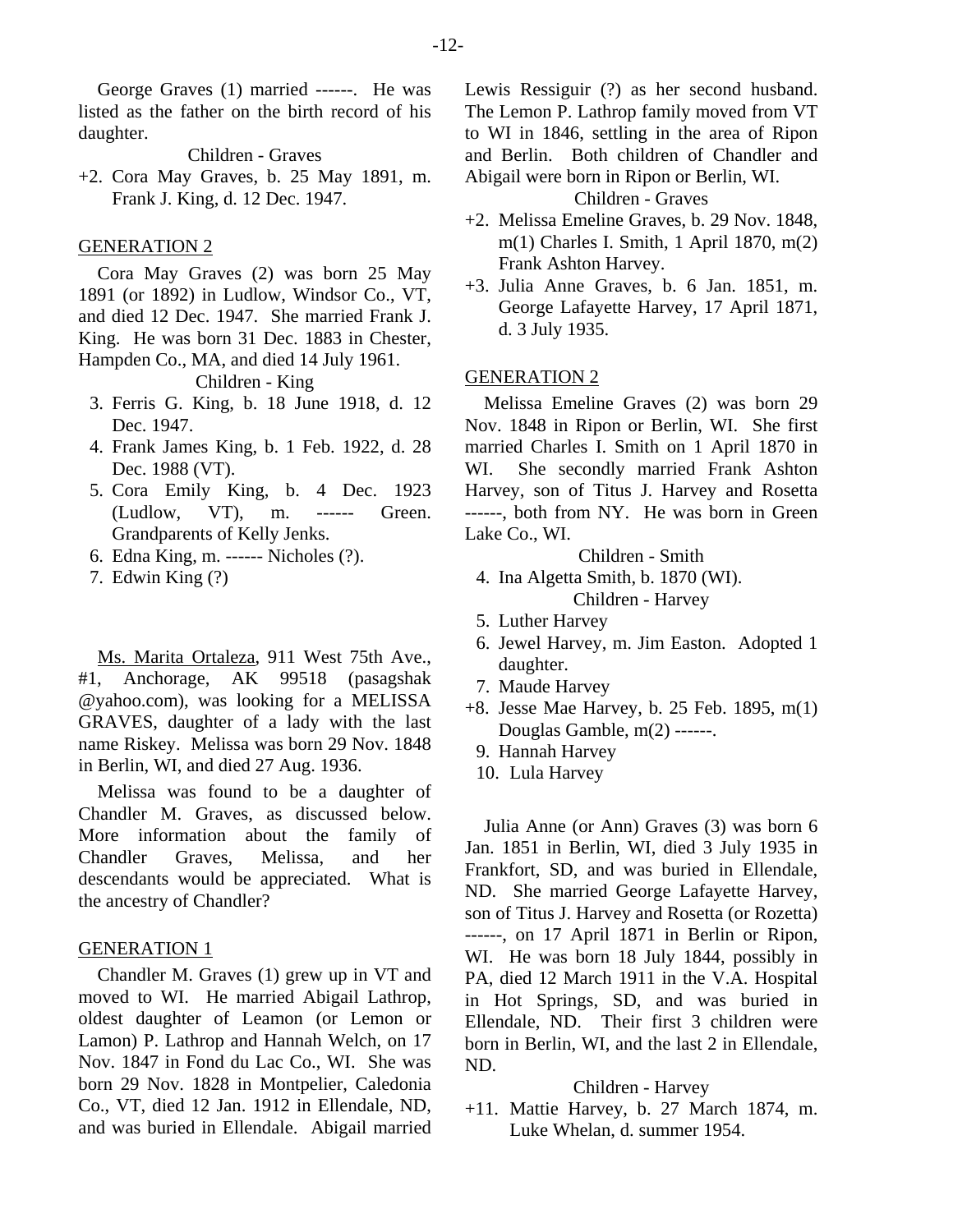George Graves (1) married ------. He was listed as the father on the birth record of his daughter.

Children - Graves

+2. Cora May Graves, b. 25 May 1891, m. Frank J. King, d. 12 Dec. 1947.

GENERATION 2

Cora May Graves (2) was born 25 May 1891 (or 1892) in Ludlow, Windsor Co., VT, and died 12 Dec. 1947. She married Frank J. King. He was born 31 Dec. 1883 in Chester, Hampden Co., MA, and died 14 July 1961.

Children - King

3. Ferris G. King, b. 18 June 1918, d. 12 Dec. 1947.
4. Frank James King, b. 1 Feb. 1922, d. 28 Dec. 1988 (VT).
5. Cora Emily King, b. 4 Dec. 1923 (Ludlow, VT), m. ------ Green. Grandparents of Kelly Jenks.
6. Edna King, m. ------ Nicholes (?).
7. Edwin King (?)

Ms. Marita Ortaleza, 911 West 75th Ave., #1, Anchorage, AK 99518 (pasagshak @yahoo.com), was looking for a MELISSA GRAVES, daughter of a lady with the last name Riskey. Melissa was born 29 Nov. 1848 in Berlin, WI, and died 27 Aug. 1936.

Melissa was found to be a daughter of Chandler M. Graves, as discussed below. More information about the family of Chandler Graves, Melissa, and her descendants would be appreciated. What is the ancestry of Chandler?

GENERATION 1

Chandler M. Graves (1) grew up in VT and moved to WI. He married Abigail Lathrop, oldest daughter of Leamon (or Lemon or Lamon) P. Lathrop and Hannah Welch, on 17 Nov. 1847 in Fond du Lac Co., WI. She was born 29 Nov. 1828 in Montpelier, Caledonia Co., VT, died 12 Jan. 1912 in Ellendale, ND, and was buried in Ellendale. Abigail married Lewis Ressiguir (?) as her second husband. The Lemon P. Lathrop family moved from VT to WI in 1846, settling in the area of Ripon and Berlin. Both children of Chandler and Abigail were born in Ripon or Berlin, WI.

Children - Graves

+2. Melissa Emeline Graves, b. 29 Nov. 1848, m(1) Charles I. Smith, 1 April 1870, m(2) Frank Ashton Harvey.
+3. Julia Anne Graves, b. 6 Jan. 1851, m. George Lafayette Harvey, 17 April 1871, d. 3 July 1935.

GENERATION 2

Melissa Emeline Graves (2) was born 29 Nov. 1848 in Ripon or Berlin, WI. She first married Charles I. Smith on 1 April 1870 in WI. She secondly married Frank Ashton Harvey, son of Titus J. Harvey and Rosetta ------, both from NY. He was born in Green Lake Co., WI.

Children - Smith

4. Ina Algetta Smith, b. 1870 (WI).

Children - Harvey

5. Luther Harvey
6. Jewel Harvey, m. Jim Easton. Adopted 1 daughter.
7. Maude Harvey
+8. Jesse Mae Harvey, b. 25 Feb. 1895, m(1) Douglas Gamble, m(2) ------.
9. Hannah Harvey
10. Lula Harvey

Julia Anne (or Ann) Graves (3) was born 6 Jan. 1851 in Berlin, WI, died 3 July 1935 in Frankfort, SD, and was buried in Ellendale, ND. She married George Lafayette Harvey, son of Titus J. Harvey and Rosetta (or Rozetta) ------, on 17 April 1871 in Berlin or Ripon, WI. He was born 18 July 1844, possibly in PA, died 12 March 1911 in the V.A. Hospital in Hot Springs, SD, and was buried in Ellendale, ND. Their first 3 children were born in Berlin, WI, and the last 2 in Ellendale, ND.

Children - Harvey

+11. Mattie Harvey, b. 27 March 1874, m. Luke Whelan, d. summer 1954.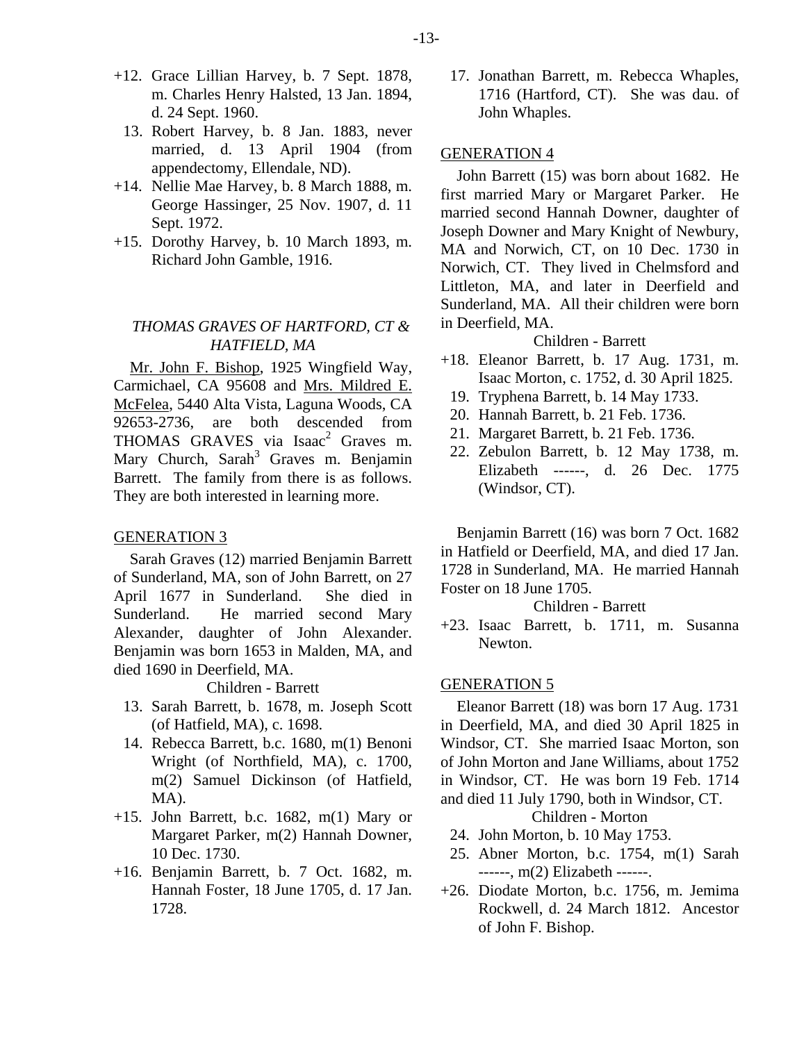+12. Grace Lillian Harvey, b. 7 Sept. 1878, m. Charles Henry Halsted, 13 Jan. 1894, d. 24 Sept. 1960.

13. Robert Harvey, b. 8 Jan. 1883, never married, d. 13 April 1904 (from appendectomy, Ellendale, ND).

+14. Nellie Mae Harvey, b. 8 March 1888, m. George Hassinger, 25 Nov. 1907, d. 11 Sept. 1972.

+15. Dorothy Harvey, b. 10 March 1893, m. Richard John Gamble, 1916.

### *THOMAS GRAVES OF HARTFORD, CT & HATFIELD, MA*

Mr. John F. Bishop, 1925 Wingfield Way, Carmichael, CA 95608 and Mrs. Mildred E. McFelea, 5440 Alta Vista, Laguna Woods, CA 92653-2736, are both descended from THOMAS GRAVES via Isaac[2] Graves m. Mary Church, Sarah[3] Graves m. Benjamin Barrett. The family from there is as follows. They are both interested in learning more.

#### GENERATION 3

Sarah Graves (12) married Benjamin Barrett of Sunderland, MA, son of John Barrett, on 27 April 1677 in Sunderland. She died in Sunderland. He married second Mary Alexander, daughter of John Alexander. Benjamin was born 1653 in Malden, MA, and died 1690 in Deerfield, MA.

Children - Barrett

13. Sarah Barrett, b. 1678, m. Joseph Scott (of Hatfield, MA), c. 1698.

14. Rebecca Barrett, b.c. 1680, m(1) Benoni Wright (of Northfield, MA), c. 1700, m(2) Samuel Dickinson (of Hatfield, MA).

+15. John Barrett, b.c. 1682, m(1) Mary or Margaret Parker, m(2) Hannah Downer, 10 Dec. 1730.

+16. Benjamin Barrett, b. 7 Oct. 1682, m. Hannah Foster, 18 June 1705, d. 17 Jan. 1728.

17. Jonathan Barrett, m. Rebecca Whaples, 1716 (Hartford, CT). She was dau. of John Whaples.

#### GENERATION 4

John Barrett (15) was born about 1682. He first married Mary or Margaret Parker. He married second Hannah Downer, daughter of Joseph Downer and Mary Knight of Newbury, MA and Norwich, CT, on 10 Dec. 1730 in Norwich, CT. They lived in Chelmsford and Littleton, MA, and later in Deerfield and Sunderland, MA. All their children were born in Deerfield, MA.

Children - Barrett

+18. Eleanor Barrett, b. 17 Aug. 1731, m. Isaac Morton, c. 1752, d. 30 April 1825.

19. Tryphena Barrett, b. 14 May 1733.

20. Hannah Barrett, b. 21 Feb. 1736.

21. Margaret Barrett, b. 21 Feb. 1736.

22. Zebulon Barrett, b. 12 May 1738, m. Elizabeth ------, d. 26 Dec. 1775 (Windsor, CT).

Benjamin Barrett (16) was born 7 Oct. 1682 in Hatfield or Deerfield, MA, and died 17 Jan. 1728 in Sunderland, MA. He married Hannah Foster on 18 June 1705.

Children - Barrett

+23. Isaac Barrett, b. 1711, m. Susanna Newton.

#### GENERATION 5

Eleanor Barrett (18) was born 17 Aug. 1731 in Deerfield, MA, and died 30 April 1825 in Windsor, CT. She married Isaac Morton, son of John Morton and Jane Williams, about 1752 in Windsor, CT. He was born 19 Feb. 1714 and died 11 July 1790, both in Windsor, CT.

Children - Morton

24. John Morton, b. 10 May 1753.

25. Abner Morton, b.c. 1754, m(1) Sarah ------, m(2) Elizabeth ------.

+26. Diodate Morton, b.c. 1756, m. Jemima Rockwell, d. 24 March 1812. Ancestor of John F. Bishop.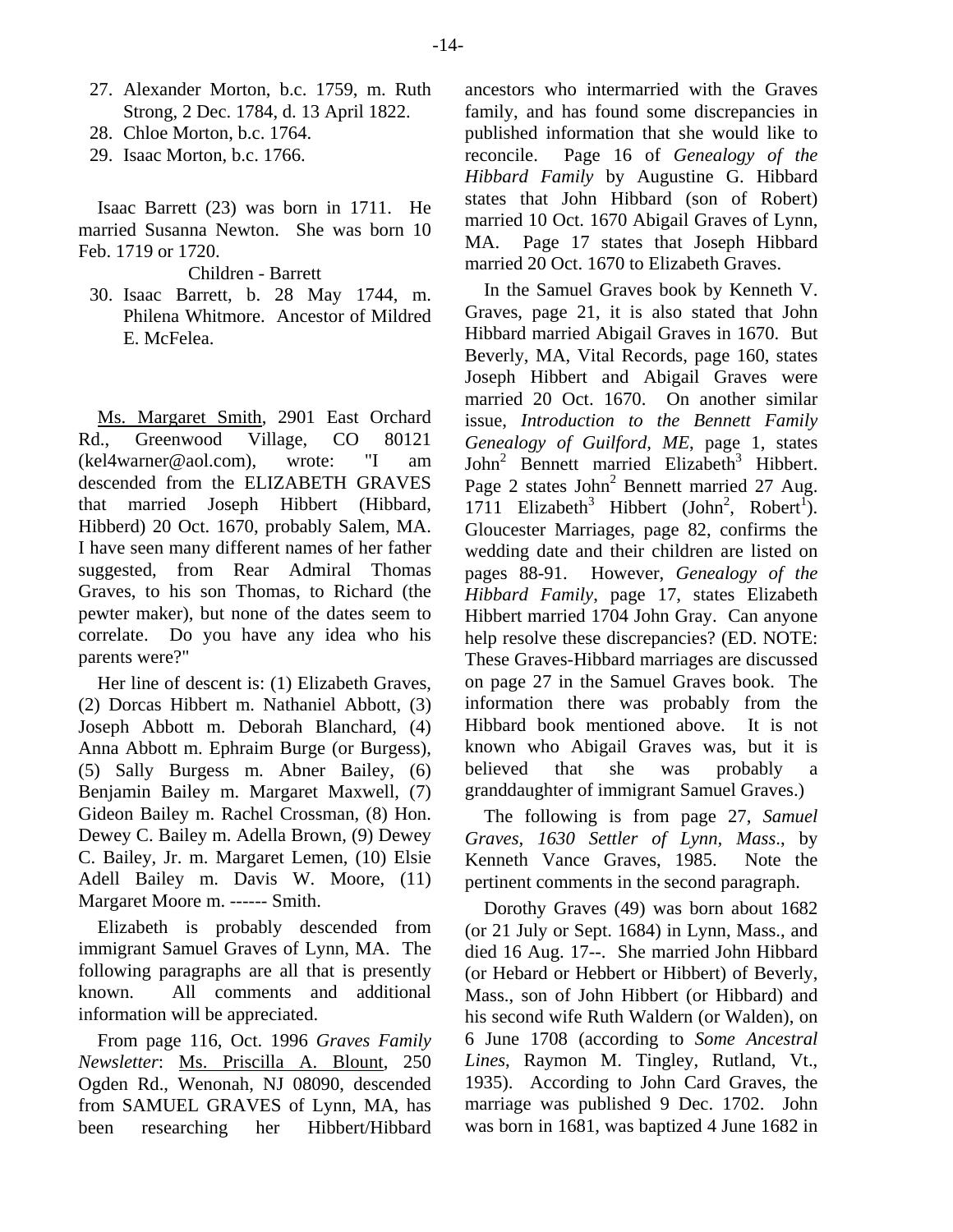27. Alexander Morton, b.c. 1759, m. Ruth Strong, 2 Dec. 1784, d. 13 April 1822.
28. Chloe Morton, b.c. 1764.
29. Isaac Morton, b.c. 1766.

Isaac Barrett (23) was born in 1711. He married Susanna Newton. She was born 10 Feb. 1719 or 1720.

Children - Barrett

30. Isaac Barrett, b. 28 May 1744, m. Philena Whitmore. Ancestor of Mildred E. McFelea.

Ms. Margaret Smith, 2901 East Orchard Rd., Greenwood Village, CO 80121 (kel4warner@aol.com), wrote: "I am descended from the ELIZABETH GRAVES that married Joseph Hibbert (Hibbard, Hibberd) 20 Oct. 1670, probably Salem, MA. I have seen many different names of her father suggested, from Rear Admiral Thomas Graves, to his son Thomas, to Richard (the pewter maker), but none of the dates seem to correlate. Do you have any idea who his parents were?"

Her line of descent is: (1) Elizabeth Graves, (2) Dorcas Hibbert m. Nathaniel Abbott, (3) Joseph Abbott m. Deborah Blanchard, (4) Anna Abbott m. Ephraim Burge (or Burgess), (5) Sally Burgess m. Abner Bailey, (6) Benjamin Bailey m. Margaret Maxwell, (7) Gideon Bailey m. Rachel Crossman, (8) Hon. Dewey C. Bailey m. Adella Brown, (9) Dewey C. Bailey, Jr. m. Margaret Lemen, (10) Elsie Adell Bailey m. Davis W. Moore, (11) Margaret Moore m. ------ Smith.

Elizabeth is probably descended from immigrant Samuel Graves of Lynn, MA. The following paragraphs are all that is presently known. All comments and additional information will be appreciated.

From page 116, Oct. 1996 *Graves Family Newsletter*: Ms. Priscilla A. Blount, 250 Ogden Rd., Wenonah, NJ 08090, descended from SAMUEL GRAVES of Lynn, MA, has been researching her Hibbert/Hibbard ancestors who intermarried with the Graves family, and has found some discrepancies in published information that she would like to reconcile. Page 16 of *Genealogy of the Hibbard Family* by Augustine G. Hibbard states that John Hibbard (son of Robert) married 10 Oct. 1670 Abigail Graves of Lynn, MA. Page 17 states that Joseph Hibbard married 20 Oct. 1670 to Elizabeth Graves.

In the Samuel Graves book by Kenneth V. Graves, page 21, it is also stated that John Hibbard married Abigail Graves in 1670. But Beverly, MA, Vital Records, page 160, states Joseph Hibbert and Abigail Graves were married 20 Oct. 1670. On another similar issue, *Introduction to the Bennett Family Genealogy of Guilford, ME*, page 1, states John[2] Bennett married Elizabeth[3] Hibbert. Page 2 states John[2] Bennett married 27 Aug. 1711 Elizabeth[3] Hibbert (John[2], Robert[1]). Gloucester Marriages, page 82, confirms the wedding date and their children are listed on pages 88-91. However, *Genealogy of the Hibbard Family*, page 17, states Elizabeth Hibbert married 1704 John Gray. Can anyone help resolve these discrepancies? (ED. NOTE: These Graves-Hibbard marriages are discussed on page 27 in the Samuel Graves book. The information there was probably from the Hibbard book mentioned above. It is not known who Abigail Graves was, but it is believed that she was probably a granddaughter of immigrant Samuel Graves.)

The following is from page 27, *Samuel Graves, 1630 Settler of Lynn, Mass.*, by Kenneth Vance Graves, 1985. Note the pertinent comments in the second paragraph.

Dorothy Graves (49) was born about 1682 (or 21 July or Sept. 1684) in Lynn, Mass., and died 16 Aug. 17--. She married John Hibbard (or Hebard or Hebbert or Hibbert) of Beverly, Mass., son of John Hibbert (or Hibbard) and his second wife Ruth Waldern (or Walden), on 6 June 1708 (according to *Some Ancestral Lines*, Raymon M. Tingley, Rutland, Vt., 1935). According to John Card Graves, the marriage was published 9 Dec. 1702. John was born in 1681, was baptized 4 June 1682 in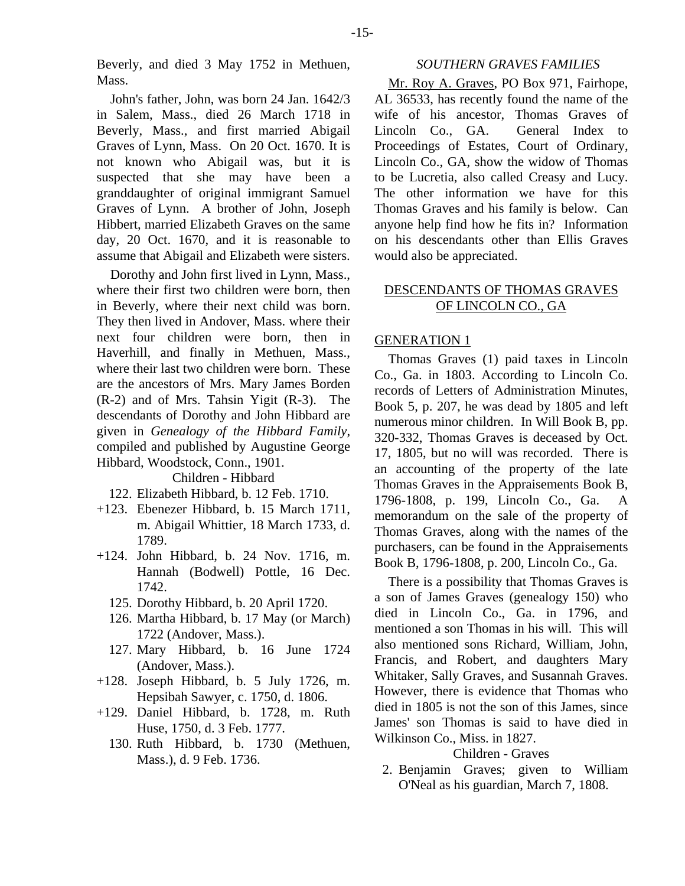Beverly, and died 3 May 1752 in Methuen, Mass.

John's father, John, was born 24 Jan. 1642/3 in Salem, Mass., died 26 March 1718 in Beverly, Mass., and first married Abigail Graves of Lynn, Mass. On 20 Oct. 1670. It is not known who Abigail was, but it is suspected that she may have been a granddaughter of original immigrant Samuel Graves of Lynn. A brother of John, Joseph Hibbert, married Elizabeth Graves on the same day, 20 Oct. 1670, and it is reasonable to assume that Abigail and Elizabeth were sisters.

Dorothy and John first lived in Lynn, Mass., where their first two children were born, then in Beverly, where their next child was born. They then lived in Andover, Mass. where their next four children were born, then in Haverhill, and finally in Methuen, Mass., where their last two children were born. These are the ancestors of Mrs. Mary James Borden (R-2) and of Mrs. Tahsin Yigit (R-3). The descendants of Dorothy and John Hibbard are given in *Genealogy of the Hibbard Family*, compiled and published by Augustine George Hibbard, Woodstock, Conn., 1901.

Children - Hibbard

122. Elizabeth Hibbard, b. 12 Feb. 1710.
+123. Ebenezer Hibbard, b. 15 March 1711, m. Abigail Whittier, 18 March 1733, d. 1789.
+124. John Hibbard, b. 24 Nov. 1716, m. Hannah (Bodwell) Pottle, 16 Dec. 1742.
125. Dorothy Hibbard, b. 20 April 1720.
126. Martha Hibbard, b. 17 May (or March) 1722 (Andover, Mass.).
127. Mary Hibbard, b. 16 June 1724 (Andover, Mass.).
+128. Joseph Hibbard, b. 5 July 1726, m. Hepsibah Sawyer, c. 1750, d. 1806.
+129. Daniel Hibbard, b. 1728, m. Ruth Huse, 1750, d. 3 Feb. 1777.
130. Ruth Hibbard, b. 1730 (Methuen, Mass.), d. 9 Feb. 1736.

## *SOUTHERN GRAVES FAMILIES*

Mr. Roy A. Graves, PO Box 971, Fairhope, AL 36533, has recently found the name of the wife of his ancestor, Thomas Graves of Lincoln Co., GA. General Index to Proceedings of Estates, Court of Ordinary, Lincoln Co., GA, show the widow of Thomas to be Lucretia, also called Creasy and Lucy. The other information we have for this Thomas Graves and his family is below. Can anyone help find how he fits in? Information on his descendants other than Ellis Graves would also be appreciated.

### DESCENDANTS OF THOMAS GRAVES OF LINCOLN CO., GA

#### GENERATION 1

Thomas Graves (1) paid taxes in Lincoln Co., Ga. in 1803. According to Lincoln Co. records of Letters of Administration Minutes, Book 5, p. 207, he was dead by 1805 and left numerous minor children. In Will Book B, pp. 320-332, Thomas Graves is deceased by Oct. 17, 1805, but no will was recorded. There is an accounting of the property of the late Thomas Graves in the Appraisements Book B, 1796-1808, p. 199, Lincoln Co., Ga. A memorandum on the sale of the property of Thomas Graves, along with the names of the purchasers, can be found in the Appraisements Book B, 1796-1808, p. 200, Lincoln Co., Ga.

There is a possibility that Thomas Graves is a son of James Graves (genealogy 150) who died in Lincoln Co., Ga. in 1796, and mentioned a son Thomas in his will. This will also mentioned sons Richard, William, John, Francis, and Robert, and daughters Mary Whitaker, Sally Graves, and Susannah Graves. However, there is evidence that Thomas who died in 1805 is not the son of this James, since James' son Thomas is said to have died in Wilkinson Co., Miss. in 1827.

Children - Graves

2. Benjamin Graves; given to William O'Neal as his guardian, March 7, 1808.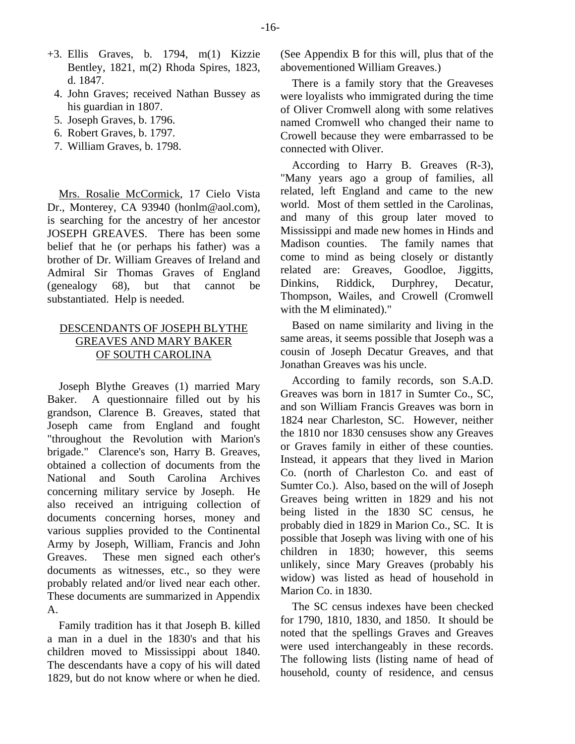+3. Ellis Graves, b. 1794, m(1) Kizzie Bentley, 1821, m(2) Rhoda Spires, 1823, d. 1847.
4. John Graves; received Nathan Bussey as his guardian in 1807.
5. Joseph Graves, b. 1796.
6. Robert Graves, b. 1797.
7. William Graves, b. 1798.

Mrs. Rosalie McCormick, 17 Cielo Vista Dr., Monterey, CA 93940 (honlm@aol.com), is searching for the ancestry of her ancestor JOSEPH GREAVES. There has been some belief that he (or perhaps his father) was a brother of Dr. William Greaves of Ireland and Admiral Sir Thomas Graves of England (genealogy 68), but that cannot be substantiated. Help is needed.

## DESCENDANTS OF JOSEPH BLYTHE GREAVES AND MARY BAKER OF SOUTH CAROLINA

Joseph Blythe Greaves (1) married Mary Baker. A questionnaire filled out by his grandson, Clarence B. Greaves, stated that Joseph came from England and fought "throughout the Revolution with Marion's brigade." Clarence's son, Harry B. Greaves, obtained a collection of documents from the National and South Carolina Archives concerning military service by Joseph. He also received an intriguing collection of documents concerning horses, money and various supplies provided to the Continental Army by Joseph, William, Francis and John Greaves. These men signed each other's documents as witnesses, etc., so they were probably related and/or lived near each other. These documents are summarized in Appendix A.

Family tradition has it that Joseph B. killed a man in a duel in the 1830's and that his children moved to Mississippi about 1840. The descendants have a copy of his will dated 1829, but do not know where or when he died. (See Appendix B for this will, plus that of the abovementioned William Greaves.)

There is a family story that the Greaveses were loyalists who immigrated during the time of Oliver Cromwell along with some relatives named Cromwell who changed their name to Crowell because they were embarrassed to be connected with Oliver.

According to Harry B. Greaves (R-3), "Many years ago a group of families, all related, left England and came to the new world. Most of them settled in the Carolinas, and many of this group later moved to Mississippi and made new homes in Hinds and Madison counties. The family names that come to mind as being closely or distantly related are: Greaves, Goodloe, Jiggitts, Dinkins, Riddick, Durphrey, Decatur, Thompson, Wailes, and Crowell (Cromwell with the M eliminated)."

Based on name similarity and living in the same areas, it seems possible that Joseph was a cousin of Joseph Decatur Greaves, and that Jonathan Greaves was his uncle.

According to family records, son S.A.D. Greaves was born in 1817 in Sumter Co., SC, and son William Francis Greaves was born in 1824 near Charleston, SC. However, neither the 1810 nor 1830 censuses show any Greaves or Graves family in either of these counties. Instead, it appears that they lived in Marion Co. (north of Charleston Co. and east of Sumter Co.). Also, based on the will of Joseph Greaves being written in 1829 and his not being listed in the 1830 SC census, he probably died in 1829 in Marion Co., SC. It is possible that Joseph was living with one of his children in 1830; however, this seems unlikely, since Mary Greaves (probably his widow) was listed as head of household in Marion Co. in 1830.

The SC census indexes have been checked for 1790, 1810, 1830, and 1850. It should be noted that the spellings Graves and Greaves were used interchangeably in these records. The following lists (listing name of head of household, county of residence, and census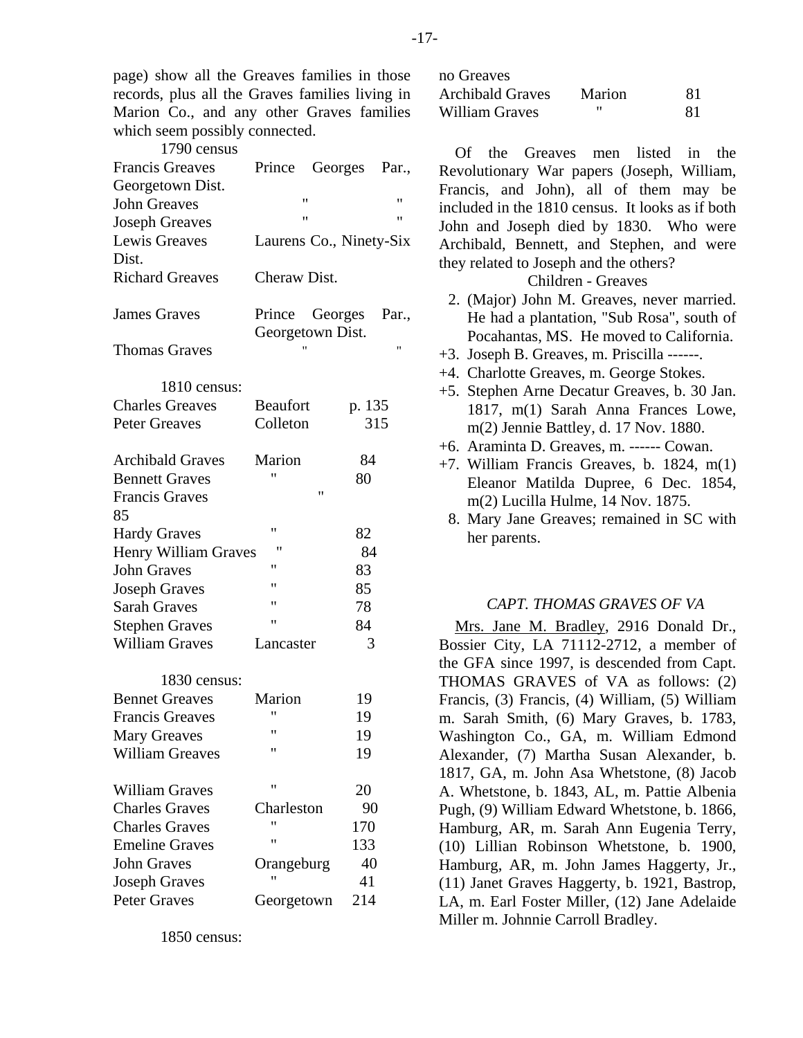page) show all the Greaves families in those records, plus all the Graves families living in Marion Co., and any other Graves families which seem possibly connected.

1790 census

| | | |
|---|---|---|
| Francis Greaves | Prince Georges Par., Georgetown Dist. | |
| John Greaves | " | " |
| Joseph Greaves | " | " |
| Lewis Greaves | Laurens Co., Ninety-Six Dist. | |
| Richard Greaves | Cheraw Dist. | |
| | | |
| James Graves | Prince Georges Par., Georgetown Dist. | |
| Thomas Graves | " | " |

1810 census:

| | | |
|---|---|---|
| Charles Greaves | Beaufort | p. 135 |
| Peter Greaves | Colleton | 315 |
| | | |
| Archibald Graves | Marion | 84 |
| Bennett Graves | " | 80 |
| Francis Graves | " | 85 |
| Hardy Graves | " | 82 |
| Henry William Graves | " | 84 |
| John Graves | " | 83 |
| Joseph Graves | " | 85 |
| Sarah Graves | " | 78 |
| Stephen Graves | " | 84 |
| William Graves | Lancaster | 3 |

1830 census:

| | | |
|---|---|---|
| Bennet Greaves | Marion | 19 |
| Francis Greaves | " | 19 |
| Mary Greaves | " | 19 |
| William Greaves | " | 19 |
| | | |
| William Graves | " | 20 |
| Charles Graves | Charleston | 90 |
| Charles Graves | " | 170 |
| Emeline Graves | " | 133 |
| John Graves | Orangeburg | 40 |
| Joseph Graves | " | 41 |
| Peter Graves | Georgetown | 214 |

1850 census:

no Greaves

| | | |
|---|---|---|
| Archibald Graves | Marion | 81 |
| William Graves | " | 81 |

Of the Greaves men listed in the Revolutionary War papers (Joseph, William, Francis, and John), all of them may be included in the 1810 census. It looks as if both John and Joseph died by 1830. Who were Archibald, Bennett, and Stephen, and were they related to Joseph and the others?

Children - Greaves

2. (Major) John M. Greaves, never married. He had a plantation, "Sub Rosa", south of Pocahantas, MS. He moved to California.
+3. Joseph B. Greaves, m. Priscilla ------.
+4. Charlotte Greaves, m. George Stokes.
+5. Stephen Arne Decatur Greaves, b. 30 Jan. 1817, m(1) Sarah Anna Frances Lowe, m(2) Jennie Battley, d. 17 Nov. 1880.
+6. Araminta D. Greaves, m. ------ Cowan.
+7. William Francis Greaves, b. 1824, m(1) Eleanor Matilda Dupree, 6 Dec. 1854, m(2) Lucilla Hulme, 14 Nov. 1875.
8. Mary Jane Greaves; remained in SC with her parents.

### *CAPT. THOMAS GRAVES OF VA*

Mrs. Jane M. Bradley, 2916 Donald Dr., Bossier City, LA 71112-2712, a member of the GFA since 1997, is descended from Capt. THOMAS GRAVES of VA as follows: (2) Francis, (3) Francis, (4) William, (5) William m. Sarah Smith, (6) Mary Graves, b. 1783, Washington Co., GA, m. William Edmond Alexander, (7) Martha Susan Alexander, b. 1817, GA, m. John Asa Whetstone, (8) Jacob A. Whetstone, b. 1843, AL, m. Pattie Albenia Pugh, (9) William Edward Whetstone, b. 1866, Hamburg, AR, m. Sarah Ann Eugenia Terry, (10) Lillian Robinson Whetstone, b. 1900, Hamburg, AR, m. John James Haggerty, Jr., (11) Janet Graves Haggerty, b. 1921, Bastrop, LA, m. Earl Foster Miller, (12) Jane Adelaide Miller m. Johnnie Carroll Bradley.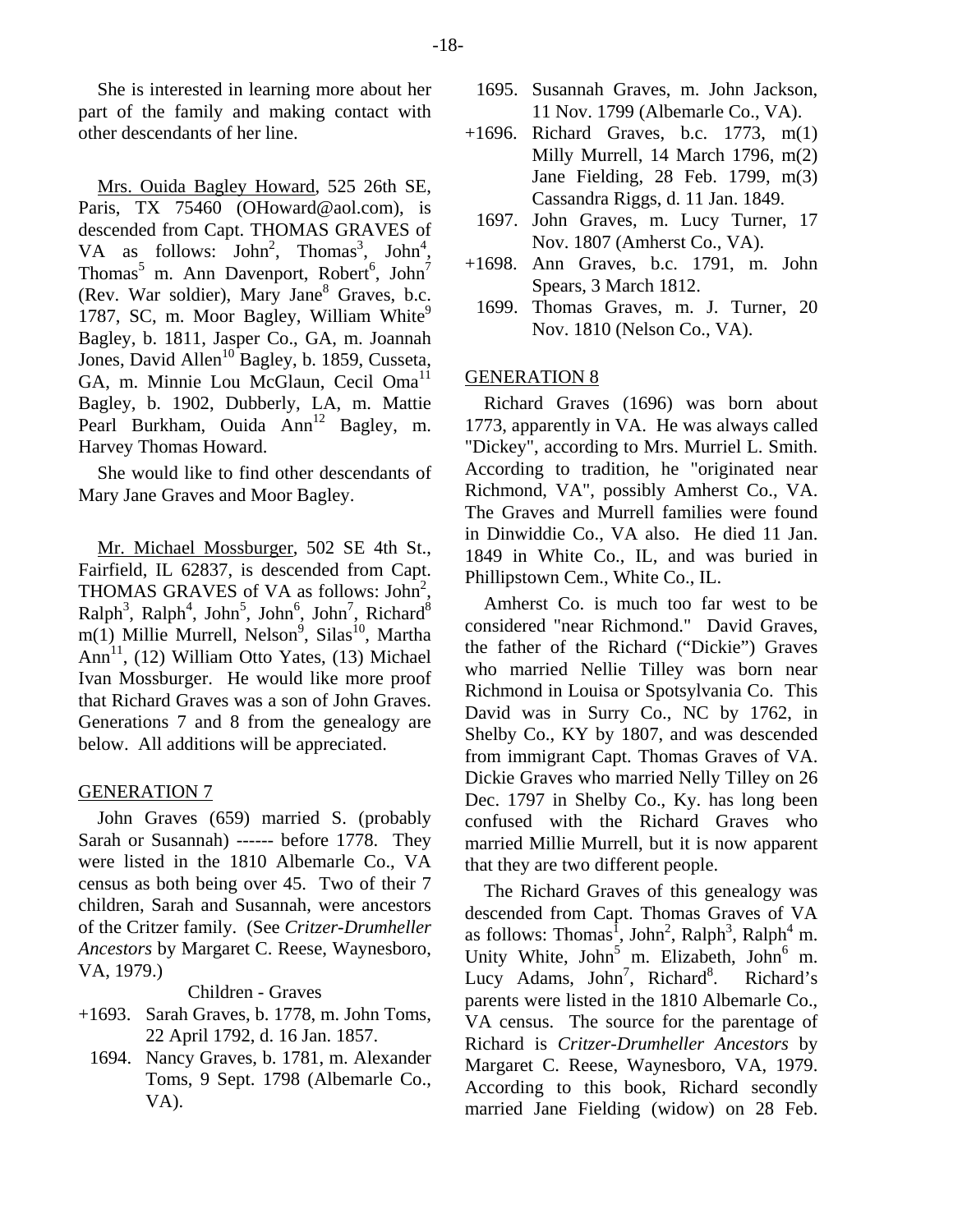She is interested in learning more about her part of the family and making contact with other descendants of her line.

Mrs. Ouida Bagley Howard, 525 26th SE, Paris, TX 75460 (OHoward@aol.com), is descended from Capt. THOMAS GRAVES of VA as follows: John[2], Thomas[3], John[4], Thomas[5] m. Ann Davenport, Robert[6], John[7] (Rev. War soldier), Mary Jane[8] Graves, b.c. 1787, SC, m. Moor Bagley, William White[9] Bagley, b. 1811, Jasper Co., GA, m. Joannah Jones, David Allen[10] Bagley, b. 1859, Cusseta, GA, m. Minnie Lou McGlaun, Cecil Oma[11] Bagley, b. 1902, Dubberly, LA, m. Mattie Pearl Burkham, Ouida Ann[12] Bagley, m. Harvey Thomas Howard.

She would like to find other descendants of Mary Jane Graves and Moor Bagley.

Mr. Michael Mossburger, 502 SE 4th St., Fairfield, IL 62837, is descended from Capt. THOMAS GRAVES of VA as follows: John[2], Ralph[3], Ralph[4], John[5], John[6], John[7], Richard[8] m(1) Millie Murrell, Nelson[9], Silas[10], Martha Ann[11], (12) William Otto Yates, (13) Michael Ivan Mossburger. He would like more proof that Richard Graves was a son of John Graves. Generations 7 and 8 from the genealogy are below. All additions will be appreciated.

## GENERATION 7

John Graves (659) married S. (probably Sarah or Susannah) ------ before 1778. They were listed in the 1810 Albemarle Co., VA census as both being over 45. Two of their 7 children, Sarah and Susannah, were ancestors of the Critzer family. (See *Critzer-Drumheller Ancestors* by Margaret C. Reese, Waynesboro, VA, 1979.)

Children - Graves

- +1693. Sarah Graves, b. 1778, m. John Toms, 22 April 1792, d. 16 Jan. 1857.
- 1694. Nancy Graves, b. 1781, m. Alexander Toms, 9 Sept. 1798 (Albemarle Co., VA).
- 1695. Susannah Graves, m. John Jackson, 11 Nov. 1799 (Albemarle Co., VA).
- +1696. Richard Graves, b.c. 1773, m(1) Milly Murrell, 14 March 1796, m(2) Jane Fielding, 28 Feb. 1799, m(3) Cassandra Riggs, d. 11 Jan. 1849.
- 1697. John Graves, m. Lucy Turner, 17 Nov. 1807 (Amherst Co., VA).
- +1698. Ann Graves, b.c. 1791, m. John Spears, 3 March 1812.
- 1699. Thomas Graves, m. J. Turner, 20 Nov. 1810 (Nelson Co., VA).

## GENERATION 8

Richard Graves (1696) was born about 1773, apparently in VA. He was always called "Dickey", according to Mrs. Murriel L. Smith. According to tradition, he "originated near Richmond, VA", possibly Amherst Co., VA. The Graves and Murrell families were found in Dinwiddie Co., VA also. He died 11 Jan. 1849 in White Co., IL, and was buried in Phillipstown Cem., White Co., IL.

Amherst Co. is much too far west to be considered "near Richmond." David Graves, the father of the Richard ("Dickie") Graves who married Nellie Tilley was born near Richmond in Louisa or Spotsylvania Co. This David was in Surry Co., NC by 1762, in Shelby Co., KY by 1807, and was descended from immigrant Capt. Thomas Graves of VA. Dickie Graves who married Nelly Tilley on 26 Dec. 1797 in Shelby Co., Ky. has long been confused with the Richard Graves who married Millie Murrell, but it is now apparent that they are two different people.

The Richard Graves of this genealogy was descended from Capt. Thomas Graves of VA as follows: Thomas[1], John[2], Ralph[3], Ralph[4] m. Unity White, John[5] m. Elizabeth, John[6] m. Lucy Adams, John[7], Richard[8]. Richard's parents were listed in the 1810 Albemarle Co., VA census. The source for the parentage of Richard is *Critzer-Drumheller Ancestors* by Margaret C. Reese, Waynesboro, VA, 1979. According to this book, Richard secondly married Jane Fielding (widow) on 28 Feb.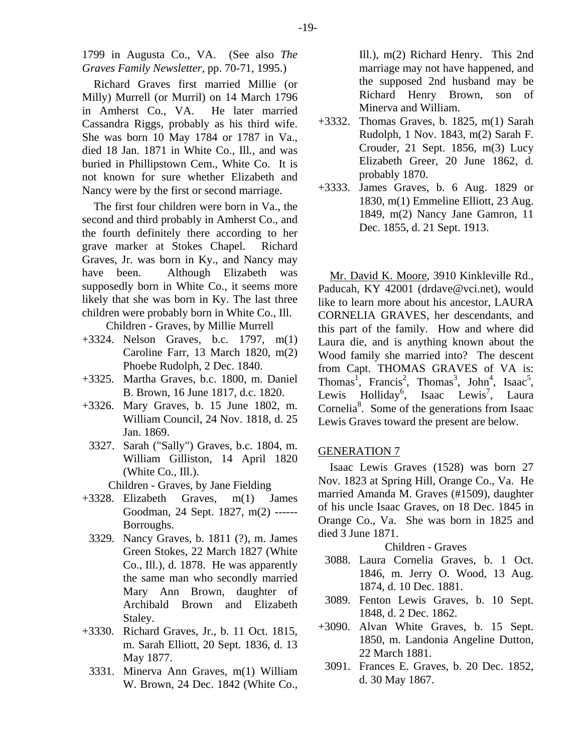1799 in Augusta Co., VA. (See also *The Graves Family Newsletter*, pp. 70-71, 1995.)

Richard Graves first married Millie (or Milly) Murrell (or Murril) on 14 March 1796 in Amherst Co., VA. He later married Cassandra Riggs, probably as his third wife. She was born 10 May 1784 or 1787 in Va., died 18 Jan. 1871 in White Co., Ill., and was buried in Phillipstown Cem., White Co. It is not known for sure whether Elizabeth and Nancy were by the first or second marriage.

The first four children were born in Va., the second and third probably in Amherst Co., and the fourth definitely there according to her grave marker at Stokes Chapel. Richard Graves, Jr. was born in Ky., and Nancy may have been. Although Elizabeth was supposedly born in White Co., it seems more likely that she was born in Ky. The last three children were probably born in White Co., Ill.

Children - Graves, by Millie Murrell

+3324. Nelson Graves, b.c. 1797, m(1) Caroline Farr, 13 March 1820, m(2) Phoebe Rudolph, 2 Dec. 1840.

+3325. Martha Graves, b.c. 1800, m. Daniel B. Brown, 16 June 1817, d.c. 1820.

+3326. Mary Graves, b. 15 June 1802, m. William Council, 24 Nov. 1818, d. 25 Jan. 1869.

3327. Sarah ("Sally") Graves, b.c. 1804, m. William Gilliston, 14 April 1820 (White Co., Ill.).

Children - Graves, by Jane Fielding

+3328. Elizabeth Graves, m(1) James Goodman, 24 Sept. 1827, m(2) ------ Borroughs.

3329. Nancy Graves, b. 1811 (?), m. James Green Stokes, 22 March 1827 (White Co., Ill.), d. 1878. He was apparently the same man who secondly married Mary Ann Brown, daughter of Archibald Brown and Elizabeth Staley.

+3330. Richard Graves, Jr., b. 11 Oct. 1815, m. Sarah Elliott, 20 Sept. 1836, d. 13 May 1877.

3331. Minerva Ann Graves, m(1) William W. Brown, 24 Dec. 1842 (White Co., Ill.), m(2) Richard Henry. This 2nd marriage may not have happened, and the supposed 2nd husband may be Richard Henry Brown, son of Minerva and William.

+3332. Thomas Graves, b. 1825, m(1) Sarah Rudolph, 1 Nov. 1843, m(2) Sarah F. Crouder, 21 Sept. 1856, m(3) Lucy Elizabeth Greer, 20 June 1862, d. probably 1870.

+3333. James Graves, b. 6 Aug. 1829 or 1830, m(1) Emmeline Elliott, 23 Aug. 1849, m(2) Nancy Jane Gamron, 11 Dec. 1855, d. 21 Sept. 1913.

Mr. David K. Moore, 3910 Kinkleville Rd., Paducah, KY 42001 (drdave@vci.net), would like to learn more about his ancestor, LAURA CORNELIA GRAVES, her descendants, and this part of the family. How and where did Laura die, and is anything known about the Wood family she married into? The descent from Capt. THOMAS GRAVES of VA is: Thomas[1], Francis[2], Thomas[3], John[4], Isaac[5], Lewis Holliday[6], Isaac Lewis[7], Laura Cornelia[8]. Some of the generations from Isaac Lewis Graves toward the present are below.

## GENERATION 7

Isaac Lewis Graves (1528) was born 27 Nov. 1823 at Spring Hill, Orange Co., Va. He married Amanda M. Graves (#1509), daughter of his uncle Isaac Graves, on 18 Dec. 1845 in Orange Co., Va. She was born in 1825 and died 3 June 1871.

Children - Graves

3088. Laura Cornelia Graves, b. 1 Oct. 1846, m. Jerry O. Wood, 13 Aug. 1874, d. 10 Dec. 1881.

3089. Fenton Lewis Graves, b. 10 Sept. 1848, d. 2 Dec. 1862.

+3090. Alvan White Graves, b. 15 Sept. 1850, m. Landonia Angeline Dutton, 22 March 1881.

3091. Frances E. Graves, b. 20 Dec. 1852, d. 30 May 1867.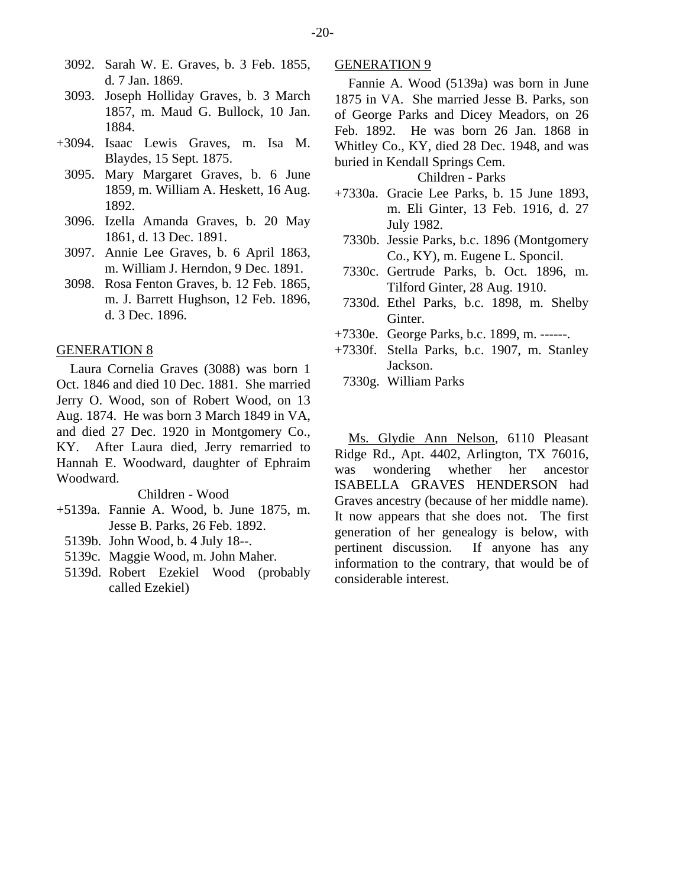3092. Sarah W. E. Graves, b. 3 Feb. 1855, d. 7 Jan. 1869.
3093. Joseph Holliday Graves, b. 3 March 1857, m. Maud G. Bullock, 10 Jan. 1884.
+3094. Isaac Lewis Graves, m. Isa M. Blaydes, 15 Sept. 1875.
3095. Mary Margaret Graves, b. 6 June 1859, m. William A. Heskett, 16 Aug. 1892.
3096. Izella Amanda Graves, b. 20 May 1861, d. 13 Dec. 1891.
3097. Annie Lee Graves, b. 6 April 1863, m. William J. Herndon, 9 Dec. 1891.
3098. Rosa Fenton Graves, b. 12 Feb. 1865, m. J. Barrett Hughson, 12 Feb. 1896, d. 3 Dec. 1896.

## GENERATION 8

Laura Cornelia Graves (3088) was born 1 Oct. 1846 and died 10 Dec. 1881. She married Jerry O. Wood, son of Robert Wood, on 13 Aug. 1874. He was born 3 March 1849 in VA, and died 27 Dec. 1920 in Montgomery Co., KY. After Laura died, Jerry remarried to Hannah E. Woodward, daughter of Ephraim Woodward.

Children - Wood

+5139a. Fannie A. Wood, b. June 1875, m. Jesse B. Parks, 26 Feb. 1892.
5139b. John Wood, b. 4 July 18--.
5139c. Maggie Wood, m. John Maher.
5139d. Robert Ezekiel Wood (probably called Ezekiel)

## GENERATION 9

Fannie A. Wood (5139a) was born in June 1875 in VA. She married Jesse B. Parks, son of George Parks and Dicey Meadors, on 26 Feb. 1892. He was born 26 Jan. 1868 in Whitley Co., KY, died 28 Dec. 1948, and was buried in Kendall Springs Cem.

Children - Parks

+7330a. Gracie Lee Parks, b. 15 June 1893, m. Eli Ginter, 13 Feb. 1916, d. 27 July 1982.
7330b. Jessie Parks, b.c. 1896 (Montgomery Co., KY), m. Eugene L. Sponcil.
7330c. Gertrude Parks, b. Oct. 1896, m. Tilford Ginter, 28 Aug. 1910.
7330d. Ethel Parks, b.c. 1898, m. Shelby Ginter.
+7330e. George Parks, b.c. 1899, m. ------.
+7330f. Stella Parks, b.c. 1907, m. Stanley Jackson.
7330g. William Parks

Ms. Glydie Ann Nelson, 6110 Pleasant Ridge Rd., Apt. 4402, Arlington, TX 76016, was wondering whether her ancestor ISABELLA GRAVES HENDERSON had Graves ancestry (because of her middle name). It now appears that she does not. The first generation of her genealogy is below, with pertinent discussion. If anyone has any information to the contrary, that would be of considerable interest.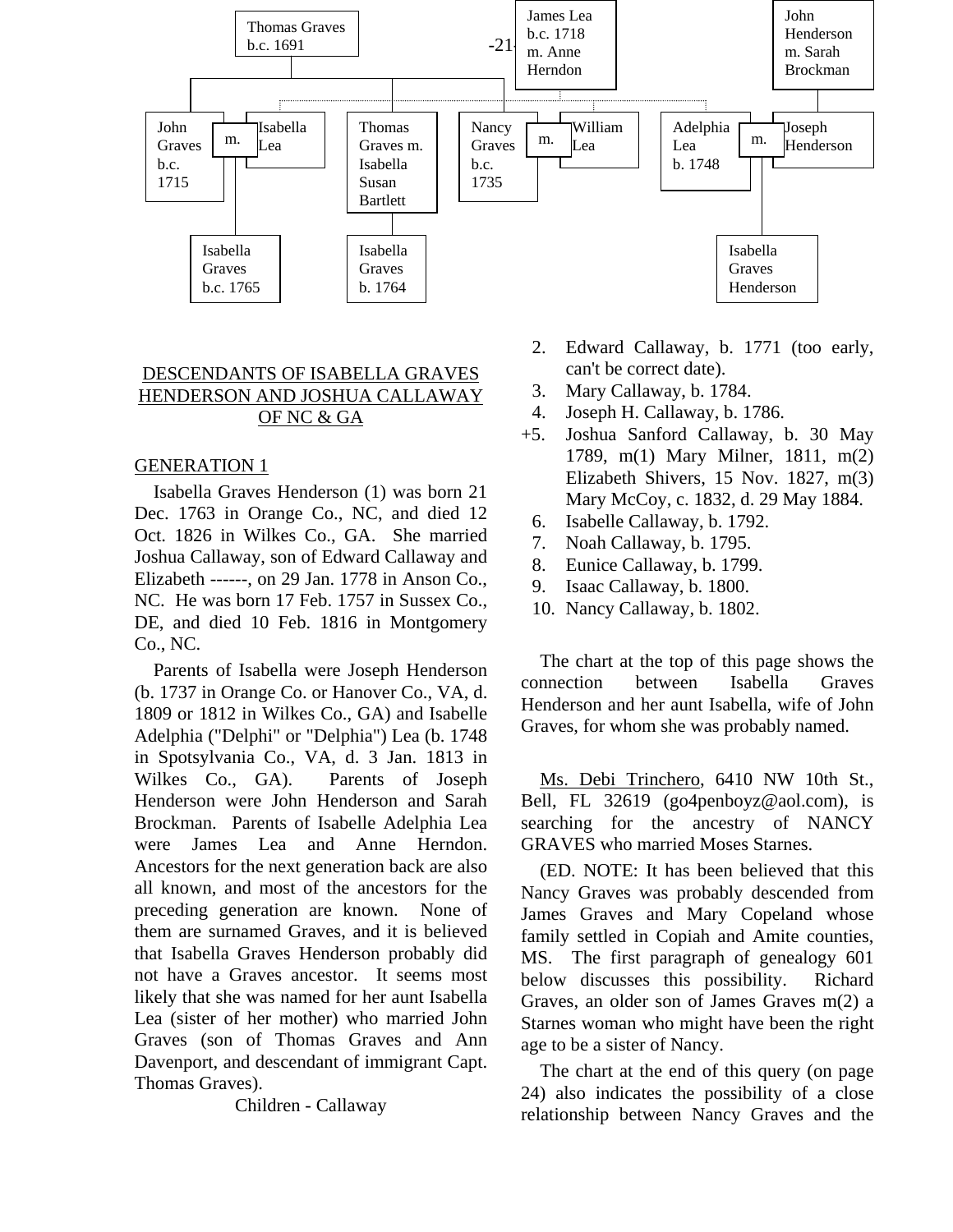Thomas Graves
b.c. 1691

James Lea
b.c. 1718
m. Anne Herndon

John Henderson
m. Sarah Brockman

John Graves b.c. 1715 m. Isabella Lea

Thomas Graves m. Isabella Susan Bartlett

Nancy Graves b.c. 1735 m. William Lea

Adelphia Lea b. 1748 m. Joseph Henderson

Isabella Graves b.c. 1765

Isabella Graves b. 1764

Isabella Graves Henderson

## DESCENDANTS OF ISABELLA GRAVES HENDERSON AND JOSHUA CALLAWAY OF NC & GA

### GENERATION 1

Isabella Graves Henderson (1) was born 21 Dec. 1763 in Orange Co., NC, and died 12 Oct. 1826 in Wilkes Co., GA. She married Joshua Callaway, son of Edward Callaway and Elizabeth ------, on 29 Jan. 1778 in Anson Co., NC. He was born 17 Feb. 1757 in Sussex Co., DE, and died 10 Feb. 1816 in Montgomery Co., NC.

Parents of Isabella were Joseph Henderson (b. 1737 in Orange Co. or Hanover Co., VA, d. 1809 or 1812 in Wilkes Co., GA) and Isabelle Adelphia ("Delphi" or "Delphia") Lea (b. 1748 in Spotsylvania Co., VA, d. 3 Jan. 1813 in Wilkes Co., GA). Parents of Joseph Henderson were John Henderson and Sarah Brockman. Parents of Isabelle Adelphia Lea were James Lea and Anne Herndon. Ancestors for the next generation back are also all known, and most of the ancestors for the preceding generation are known. None of them are surnamed Graves, and it is believed that Isabella Graves Henderson probably did not have a Graves ancestor. It seems most likely that she was named for her aunt Isabella Lea (sister of her mother) who married John Graves (son of Thomas Graves and Ann Davenport, and descendant of immigrant Capt. Thomas Graves).

Children - Callaway

2. Edward Callaway, b. 1771 (too early, can't be correct date).
3. Mary Callaway, b. 1784.
4. Joseph H. Callaway, b. 1786.
+5. Joshua Sanford Callaway, b. 30 May 1789, m(1) Mary Milner, 1811, m(2) Elizabeth Shivers, 15 Nov. 1827, m(3) Mary McCoy, c. 1832, d. 29 May 1884.
6. Isabelle Callaway, b. 1792.
7. Noah Callaway, b. 1795.
8. Eunice Callaway, b. 1799.
9. Isaac Callaway, b. 1800.
10. Nancy Callaway, b. 1802.

The chart at the top of this page shows the connection between Isabella Graves Henderson and her aunt Isabella, wife of John Graves, for whom she was probably named.

<u>Ms. Debi Trinchero</u>, 6410 NW 10th St., Bell, FL 32619 (go4penboyz@aol.com), is searching for the ancestry of NANCY GRAVES who married Moses Starnes.

(ED. NOTE: It has been believed that this Nancy Graves was probably descended from James Graves and Mary Copeland whose family settled in Copiah and Amite counties, MS. The first paragraph of genealogy 601 below discusses this possibility. Richard Graves, an older son of James Graves m(2) a Starnes woman who might have been the right age to be a sister of Nancy.

The chart at the end of this query (on page 24) also indicates the possibility of a close relationship between Nancy Graves and the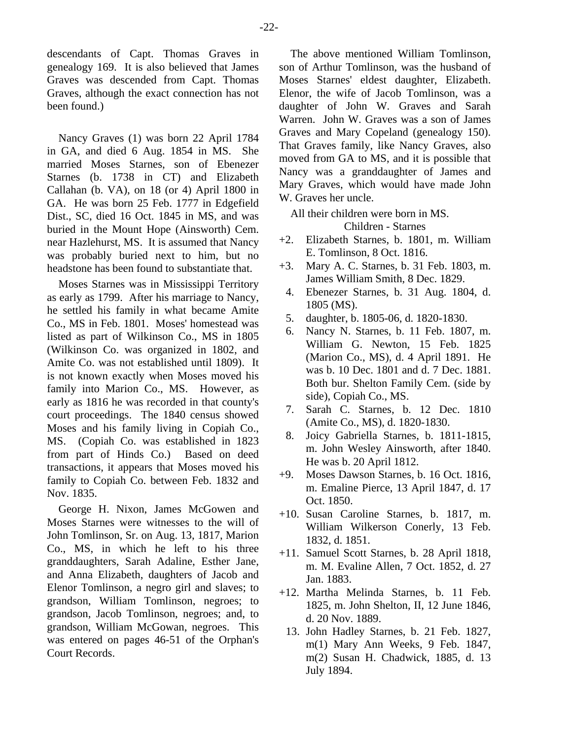descendants of Capt. Thomas Graves in genealogy 169. It is also believed that James Graves was descended from Capt. Thomas Graves, although the exact connection has not been found.)

Nancy Graves (1) was born 22 April 1784 in GA, and died 6 Aug. 1854 in MS. She married Moses Starnes, son of Ebenezer Starnes (b. 1738 in CT) and Elizabeth Callahan (b. VA), on 18 (or 4) April 1800 in GA. He was born 25 Feb. 1777 in Edgefield Dist., SC, died 16 Oct. 1845 in MS, and was buried in the Mount Hope (Ainsworth) Cem. near Hazlehurst, MS. It is assumed that Nancy was probably buried next to him, but no headstone has been found to substantiate that.

Moses Starnes was in Mississippi Territory as early as 1799. After his marriage to Nancy, he settled his family in what became Amite Co., MS in Feb. 1801. Moses' homestead was listed as part of Wilkinson Co., MS in 1805 (Wilkinson Co. was organized in 1802, and Amite Co. was not established until 1809). It is not known exactly when Moses moved his family into Marion Co., MS. However, as early as 1816 he was recorded in that county's court proceedings. The 1840 census showed Moses and his family living in Copiah Co., MS. (Copiah Co. was established in 1823 from part of Hinds Co.) Based on deed transactions, it appears that Moses moved his family to Copiah Co. between Feb. 1832 and Nov. 1835.

George H. Nixon, James McGowen and Moses Starnes were witnesses to the will of John Tomlinson, Sr. on Aug. 13, 1817, Marion Co., MS, in which he left to his three granddaughters, Sarah Adaline, Esther Jane, and Anna Elizabeth, daughters of Jacob and Elenor Tomlinson, a negro girl and slaves; to grandson, William Tomlinson, negroes; to grandson, Jacob Tomlinson, negroes; and, to grandson, William McGowan, negroes. This was entered on pages 46-51 of the Orphan's Court Records.

The above mentioned William Tomlinson, son of Arthur Tomlinson, was the husband of Moses Starnes' eldest daughter, Elizabeth. Elenor, the wife of Jacob Tomlinson, was a daughter of John W. Graves and Sarah Warren. John W. Graves was a son of James Graves and Mary Copeland (genealogy 150). That Graves family, like Nancy Graves, also moved from GA to MS, and it is possible that Nancy was a granddaughter of James and Mary Graves, which would have made John W. Graves her uncle.

All their children were born in MS.

Children - Starnes

+2. Elizabeth Starnes, b. 1801, m. William E. Tomlinson, 8 Oct. 1816.

+3. Mary A. C. Starnes, b. 31 Feb. 1803, m. James William Smith, 8 Dec. 1829.

4. Ebenezer Starnes, b. 31 Aug. 1804, d. 1805 (MS).

5. daughter, b. 1805-06, d. 1820-1830.

6. Nancy N. Starnes, b. 11 Feb. 1807, m. William G. Newton, 15 Feb. 1825 (Marion Co., MS), d. 4 April 1891. He was b. 10 Dec. 1801 and d. 7 Dec. 1881. Both bur. Shelton Family Cem. (side by side), Copiah Co., MS.

7. Sarah C. Starnes, b. 12 Dec. 1810 (Amite Co., MS), d. 1820-1830.

8. Joicy Gabriella Starnes, b. 1811-1815, m. John Wesley Ainsworth, after 1840. He was b. 20 April 1812.

+9. Moses Dawson Starnes, b. 16 Oct. 1816, m. Emaline Pierce, 13 April 1847, d. 17 Oct. 1850.

+10. Susan Caroline Starnes, b. 1817, m. William Wilkerson Conerly, 13 Feb. 1832, d. 1851.

+11. Samuel Scott Starnes, b. 28 April 1818, m. M. Evaline Allen, 7 Oct. 1852, d. 27 Jan. 1883.

+12. Martha Melinda Starnes, b. 11 Feb. 1825, m. John Shelton, II, 12 June 1846, d. 20 Nov. 1889.

13. John Hadley Starnes, b. 21 Feb. 1827, m(1) Mary Ann Weeks, 9 Feb. 1847, m(2) Susan H. Chadwick, 1885, d. 13 July 1894.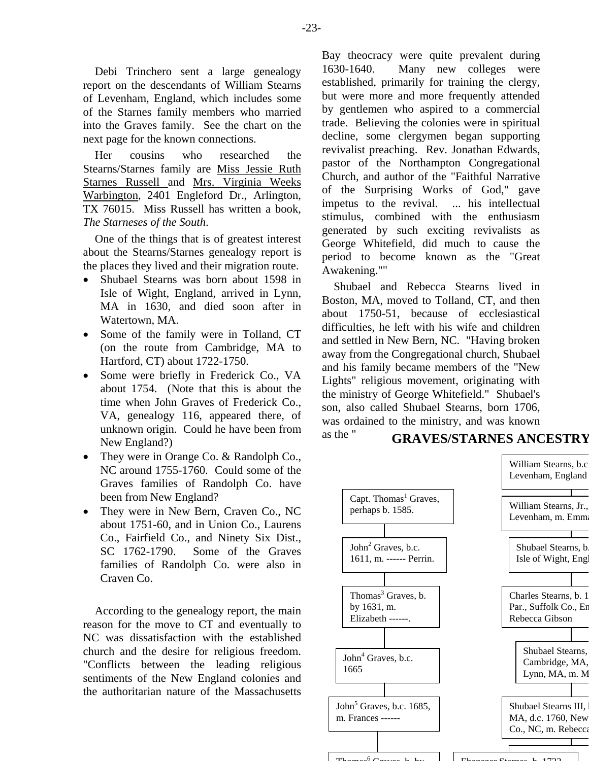Debi Trinchero sent a large genealogy report on the descendants of William Stearns of Levenham, England, which includes some of the Starnes family members who married into the Graves family. See the chart on the next page for the known connections.

Her cousins who researched the Stearns/Starnes family are Miss Jessie Ruth Starnes Russell and Mrs. Virginia Weeks Warbington, 2401 Engleford Dr., Arlington, TX 76015. Miss Russell has written a book, *The Starneses of the South*.

One of the things that is of greatest interest about the Stearns/Starnes genealogy report is the places they lived and their migration route.

- Shubael Stearns was born about 1598 in Isle of Wight, England, arrived in Lynn, MA in 1630, and died soon after in Watertown, MA.
- Some of the family were in Tolland, CT (on the route from Cambridge, MA to Hartford, CT) about 1722-1750.
- Some were briefly in Frederick Co., VA about 1754. (Note that this is about the time when John Graves of Frederick Co., VA, genealogy 116, appeared there, of unknown origin. Could he have been from New England?)
- They were in Orange Co. & Randolph Co., NC around 1755-1760. Could some of the Graves families of Randolph Co. have been from New England?
- They were in New Bern, Craven Co., NC about 1751-60, and in Union Co., Laurens Co., Fairfield Co., and Ninety Six Dist., SC 1762-1790. Some of the Graves families of Randolph Co. were also in Craven Co.

According to the genealogy report, the main reason for the move to CT and eventually to NC was dissatisfaction with the established church and the desire for religious freedom. "Conflicts between the leading religious sentiments of the New England colonies and the authoritarian nature of the Massachusetts Bay theocracy were quite prevalent during 1630-1640. Many new colleges were established, primarily for training the clergy, but were more and more frequently attended by gentlemen who aspired to a commercial trade. Believing the colonies were in spiritual decline, some clergymen began supporting revivalist preaching. Rev. Jonathan Edwards, pastor of the Northampton Congregational Church, and author of the "Faithful Narrative of the Surprising Works of God," gave impetus to the revival. ... his intellectual stimulus, combined with the enthusiasm generated by such exciting revivalists as George Whitefield, did much to cause the period to become known as the "Great Awakening.""

Shubael and Rebecca Stearns lived in Boston, MA, moved to Tolland, CT, and then about 1750-51, because of ecclesiastical difficulties, he left with his wife and children and settled in New Bern, NC. "Having broken away from the Congregational church, Shubael and his family became members of the "New Lights" religious movement, originating with the ministry of George Whitefield." Shubael's son, also called Shubael Stearns, born 1706, was ordained to the ministry, and was known as the "

## GRAVES/STARNES ANCESTRY

Capt. Thomas[1] Graves, perhaps b. 1585.

John[2] Graves, b.c. 1611, m. ------ Perrin.

Thomas[3] Graves, b. by 1631, m. Elizabeth ------.

John[4] Graves, b.c. 1665

John[5] Graves, b.c. 1685, m. Frances ------

William Stearns, b.c
Levenham, England

William Stearns, Jr.,
Levenham, m. Emma

Shubael Stearns, b.
Isle of Wight, Engl

Charles Stearns, b. 1
Par., Suffolk Co., En
Rebecca Gibson

Shubael Stearns,
Cambridge, MA,
Lynn, MA, m. M

Shubael Stearns III,
MA, d.c. 1760, New
Co., NC, m. Rebecca

Ebenezer Starnes, b. 1722